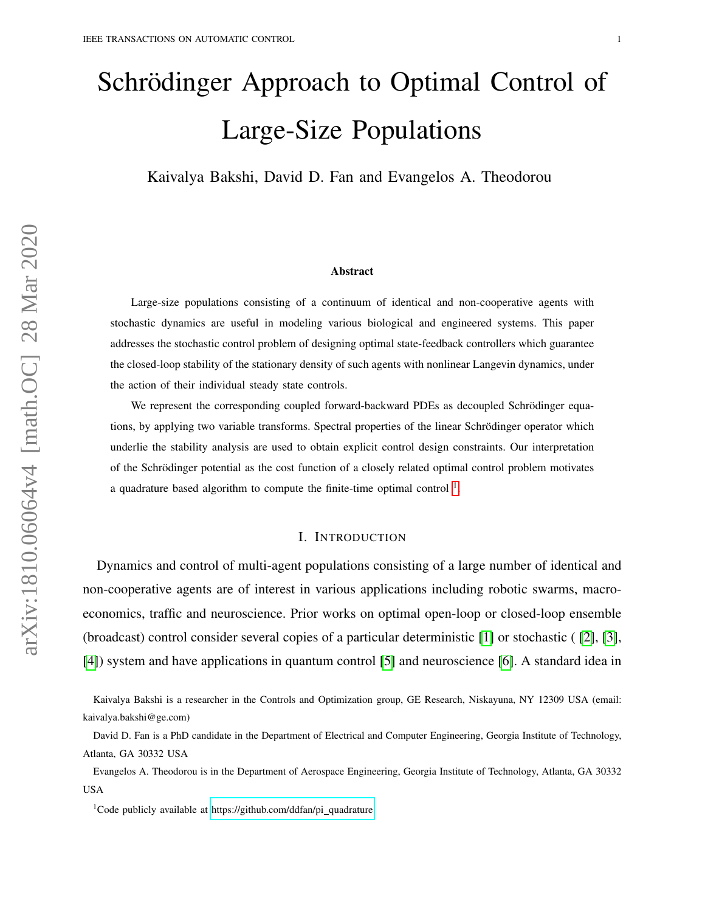# Schrödinger Approach to Optimal Control of Large-Size Populations

Kaivalya Bakshi, David D. Fan and Evangelos A. Theodorou

### Abstract

Large-size populations consisting of a continuum of identical and non-cooperative agents with stochastic dynamics are useful in modeling various biological and engineered systems. This paper addresses the stochastic control problem of designing optimal state-feedback controllers which guarantee the closed-loop stability of the stationary density of such agents with nonlinear Langevin dynamics, under the action of their individual steady state controls.

We represent the corresponding coupled forward-backward PDEs as decoupled Schrödinger equations, by applying two variable transforms. Spectral properties of the linear Schrödinger operator which underlie the stability analysis are used to obtain explicit control design constraints. Our interpretation of the Schrödinger potential as the cost function of a closely related optimal control problem motivates a quadrature based algorithm to compute the finite-time optimal control [1]

## I. Introduction

Dynamics and control of multi-agent populations consisting of a large number of identical and non-cooperative agents are of interest in various applications including robotic swarms, macro-economics, traffic and neuroscience. Prior works on optimal open-loop or closed-loop ensemble (broadcast) control consider several copies of a particular deterministic [1] or stochastic ( [2], [3], [4]) system and have applications in quantum control [5] and neuroscience [6]. A standard idea in

---

Kaivalya Bakshi is a researcher in the Controls and Optimization group, GE Research, Niskayuna, NY 12309 USA (email: kaivalya.bakshi@ge.com)

David D. Fan is a PhD candidate in the Department of Electrical and Computer Engineering, Georgia Institute of Technology, Atlanta, GA 30332 USA

Evangelos A. Theodorou is in the Department of Aerospace Engineering, Georgia Institute of Technology, Atlanta, GA 30332 USA

[1] Code publicly available at https://github.com/ddfan/pi_quadrature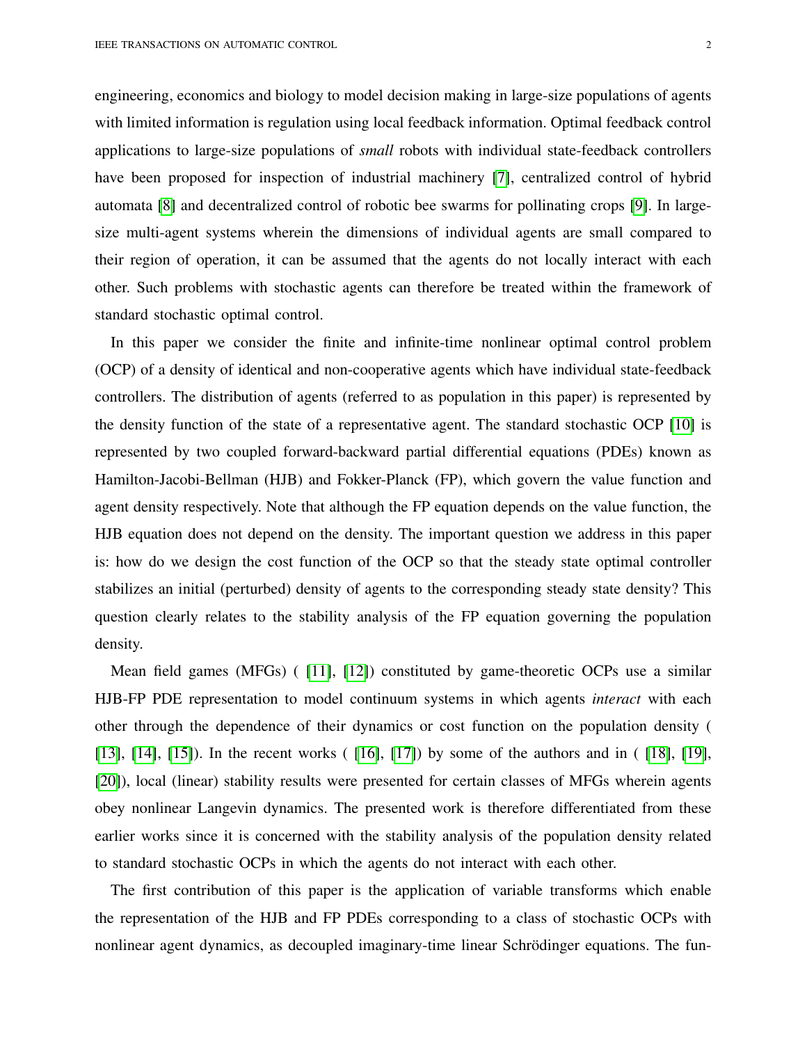engineering, economics and biology to model decision making in large-size populations of agents with limited information is regulation using local feedback information. Optimal feedback control applications to large-size populations of *small* robots with individual state-feedback controllers have been proposed for inspection of industrial machinery [7], centralized control of hybrid automata [8] and decentralized control of robotic bee swarms for pollinating crops [9]. In large-size multi-agent systems wherein the dimensions of individual agents are small compared to their region of operation, it can be assumed that the agents do not locally interact with each other. Such problems with stochastic agents can therefore be treated within the framework of standard stochastic optimal control.

In this paper we consider the finite and infinite-time nonlinear optimal control problem (OCP) of a density of identical and non-cooperative agents which have individual state-feedback controllers. The distribution of agents (referred to as population in this paper) is represented by the density function of the state of a representative agent. The standard stochastic OCP [10] is represented by two coupled forward-backward partial differential equations (PDEs) known as Hamilton-Jacobi-Bellman (HJB) and Fokker-Planck (FP), which govern the value function and agent density respectively. Note that although the FP equation depends on the value function, the HJB equation does not depend on the density. The important question we address in this paper is: how do we design the cost function of the OCP so that the steady state optimal controller stabilizes an initial (perturbed) density of agents to the corresponding steady state density? This question clearly relates to the stability analysis of the FP equation governing the population density.

Mean field games (MFGs) ( [11], [12]) constituted by game-theoretic OCPs use a similar HJB-FP PDE representation to model continuum systems in which agents *interact* with each other through the dependence of their dynamics or cost function on the population density ( [13], [14], [15]). In the recent works ( [16], [17]) by some of the authors and in ( [18], [19], [20]), local (linear) stability results were presented for certain classes of MFGs wherein agents obey nonlinear Langevin dynamics. The presented work is therefore differentiated from these earlier works since it is concerned with the stability analysis of the population density related to standard stochastic OCPs in which the agents do not interact with each other.

The first contribution of this paper is the application of variable transforms which enable the representation of the HJB and FP PDEs corresponding to a class of stochastic OCPs with nonlinear agent dynamics, as decoupled imaginary-time linear Schrödinger equations. The fun-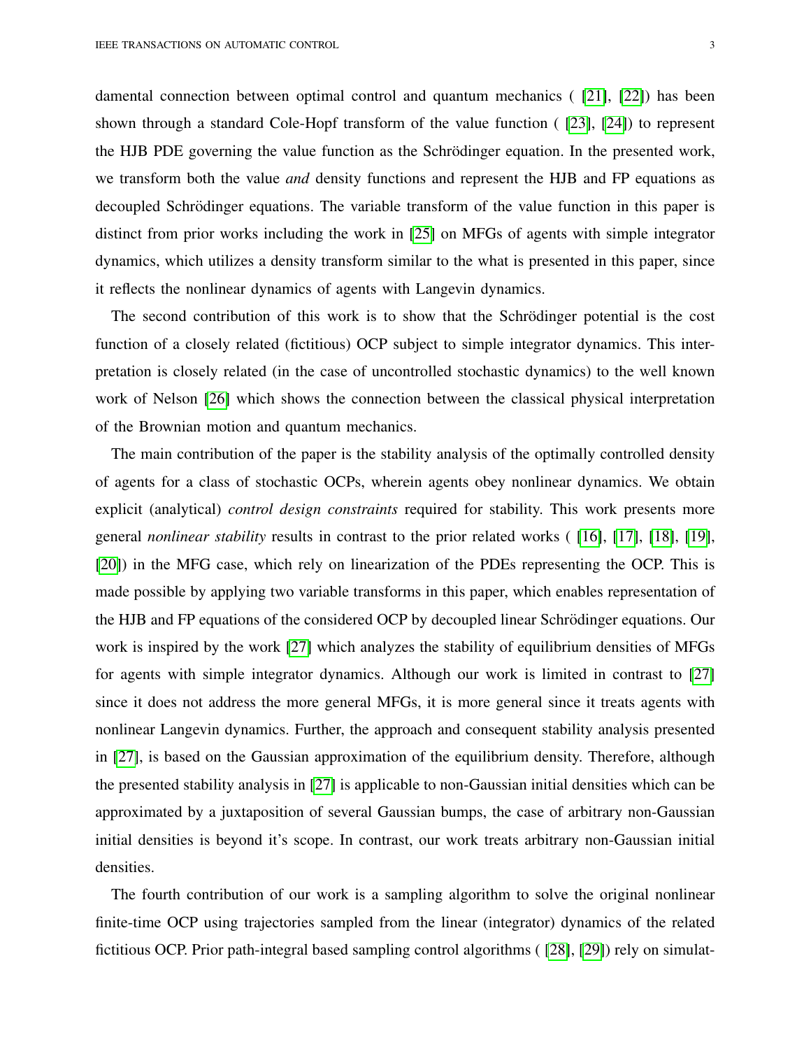damental connection between optimal control and quantum mechanics ( [21], [22]) has been shown through a standard Cole-Hopf transform of the value function ( [23], [24]) to represent the HJB PDE governing the value function as the Schrödinger equation. In the presented work, we transform both the value *and* density functions and represent the HJB and FP equations as decoupled Schrödinger equations. The variable transform of the value function in this paper is distinct from prior works including the work in [25] on MFGs of agents with simple integrator dynamics, which utilizes a density transform similar to the what is presented in this paper, since it reflects the nonlinear dynamics of agents with Langevin dynamics.

The second contribution of this work is to show that the Schrödinger potential is the cost function of a closely related (fictitious) OCP subject to simple integrator dynamics. This interpretation is closely related (in the case of uncontrolled stochastic dynamics) to the well known work of Nelson [26] which shows the connection between the classical physical interpretation of the Brownian motion and quantum mechanics.

The main contribution of the paper is the stability analysis of the optimally controlled density of agents for a class of stochastic OCPs, wherein agents obey nonlinear dynamics. We obtain explicit (analytical) *control design constraints* required for stability. This work presents more general *nonlinear stability* results in contrast to the prior related works ( [16], [17], [18], [19], [20]) in the MFG case, which rely on linearization of the PDEs representing the OCP. This is made possible by applying two variable transforms in this paper, which enables representation of the HJB and FP equations of the considered OCP by decoupled linear Schrödinger equations. Our work is inspired by the work [27] which analyzes the stability of equilibrium densities of MFGs for agents with simple integrator dynamics. Although our work is limited in contrast to [27] since it does not address the more general MFGs, it is more general since it treats agents with nonlinear Langevin dynamics. Further, the approach and consequent stability analysis presented in [27], is based on the Gaussian approximation of the equilibrium density. Therefore, although the presented stability analysis in [27] is applicable to non-Gaussian initial densities which can be approximated by a juxtaposition of several Gaussian bumps, the case of arbitrary non-Gaussian initial densities is beyond it's scope. In contrast, our work treats arbitrary non-Gaussian initial densities.

The fourth contribution of our work is a sampling algorithm to solve the original nonlinear finite-time OCP using trajectories sampled from the linear (integrator) dynamics of the related fictitious OCP. Prior path-integral based sampling control algorithms ( [28], [29]) rely on simulat-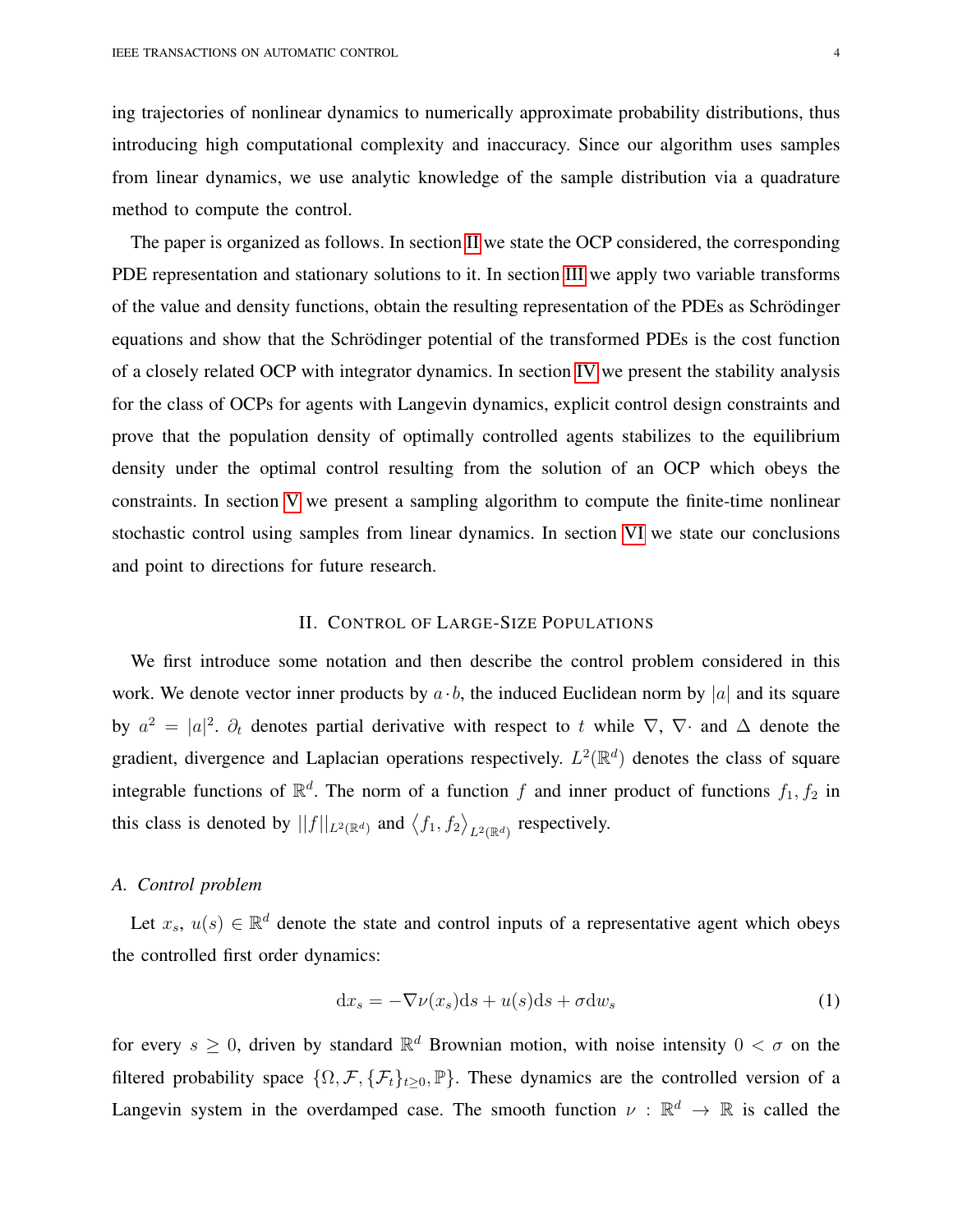ing trajectories of nonlinear dynamics to numerically approximate probability distributions, thus introducing high computational complexity and inaccuracy. Since our algorithm uses samples from linear dynamics, we use analytic knowledge of the sample distribution via a quadrature method to compute the control.

The paper is organized as follows. In section II we state the OCP considered, the corresponding PDE representation and stationary solutions to it. In section III we apply two variable transforms of the value and density functions, obtain the resulting representation of the PDEs as Schrödinger equations and show that the Schrödinger potential of the transformed PDEs is the cost function of a closely related OCP with integrator dynamics. In section IV we present the stability analysis for the class of OCPs for agents with Langevin dynamics, explicit control design constraints and prove that the population density of optimally controlled agents stabilizes to the equilibrium density under the optimal control resulting from the solution of an OCP which obeys the constraints. In section V we present a sampling algorithm to compute the finite-time nonlinear stochastic control using samples from linear dynamics. In section VI we state our conclusions and point to directions for future research.

## II. Control of Large-Size Populations

We first introduce some notation and then describe the control problem considered in this work. We denote vector inner products by $a \cdot b$, the induced Euclidean norm by $|a|$ and its square by $a^2 = |a|^2$. $\partial_t$ denotes partial derivative with respect to $t$ while $\nabla$, $\nabla \cdot$ and $\Delta$ denote the gradient, divergence and Laplacian operations respectively. $L^2(\mathbb{R}^d)$ denotes the class of square integrable functions of $\mathbb{R}^d$. The norm of a function $f$ and inner product of functions $f_1, f_2$ in this class is denoted by $||f||_{L^2(\mathbb{R}^d)}$ and $\langle f_1, f_2 \rangle_{L^2(\mathbb{R}^d)}$ respectively.

### A. Control problem

Let $x_s$, $u(s) \in \mathbb{R}^d$ denote the state and control inputs of a representative agent which obeys the controlled first order dynamics:

$$\mathrm{d}x_s = -\nabla \nu(x_s)\mathrm{d}s + u(s)\mathrm{d}s + \sigma \mathrm{d}w_s \tag{1}$$

for every $s \geq 0$, driven by standard $\mathbb{R}^d$ Brownian motion, with noise intensity $0 < \sigma$ on the filtered probability space $\{\Omega, \mathcal{F}, \{\mathcal{F}_t\}_{t \geq 0}, \mathbb{P}\}$. These dynamics are the controlled version of a Langevin system in the overdamped case. The smooth function $\nu : \mathbb{R}^d \to \mathbb{R}$ is called the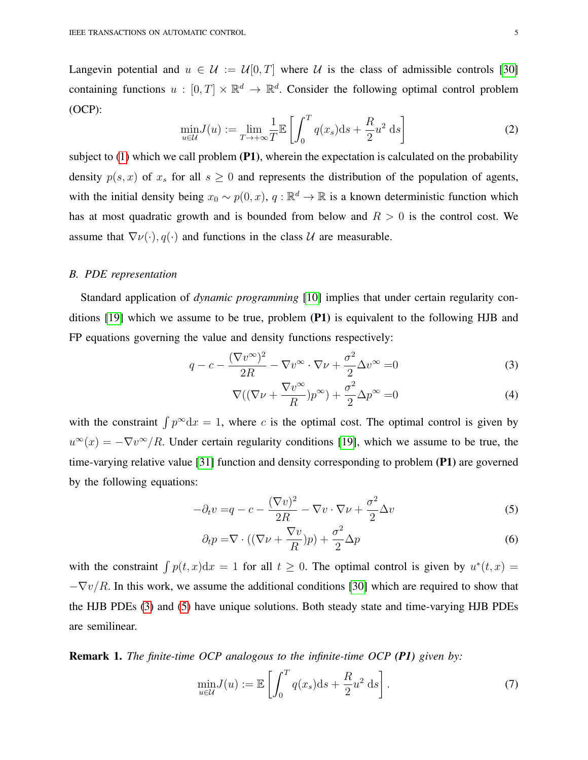Langevin potential and $u \in \mathcal{U} := \mathcal{U}[0,T]$ where $\mathcal{U}$ is the class of admissible controls [30] containing functions $u : [0,T] \times \mathbb{R}^d \to \mathbb{R}^d$. Consider the following optimal control problem (OCP):

$$\min_{u \in \mathcal{U}} J(u) := \lim_{T \to +\infty} \frac{1}{T} \mathbb{E}\left[\int_0^T q(x_s)\mathrm{d}s + \frac{R}{2}u^2 \ \mathrm{d}s\right] \tag{2}$$

subject to (1) which we call problem **(P1)**, wherein the expectation is calculated on the probability density $p(s,x)$ of $x_s$ for all $s \geq 0$ and represents the distribution of the population of agents, with the initial density being $x_0 \sim p(0,x)$, $q : \mathbb{R}^d \to \mathbb{R}$ is a known deterministic function which has at most quadratic growth and is bounded from below and $R > 0$ is the control cost. We assume that $\nabla\nu(\cdot), q(\cdot)$ and functions in the class $\mathcal{U}$ are measurable.

### B. PDE representation

Standard application of *dynamic programming* [10] implies that under certain regularity conditions [19] which we assume to be true, problem **(P1)** is equivalent to the following HJB and FP equations governing the value and density functions respectively:

$$q - c - \frac{(\nabla v^\infty)^2}{2R} - \nabla v^\infty \cdot \nabla \nu + \frac{\sigma^2}{2}\Delta v^\infty = 0 \tag{3}$$

$$\nabla((\nabla \nu + \frac{\nabla v^\infty}{R})p^\infty) + \frac{\sigma^2}{2}\Delta p^\infty = 0 \tag{4}$$

with the constraint $\int p^\infty \mathrm{d}x = 1$, where $c$ is the optimal cost. The optimal control is given by $u^\infty(x) = -\nabla v^\infty / R$. Under certain regularity conditions [19], which we assume to be true, the time-varying relative value [31] function and density corresponding to problem **(P1)** are governed by the following equations:

$$-\partial_t v = q - c - \frac{(\nabla v)^2}{2R} - \nabla v \cdot \nabla \nu + \frac{\sigma^2}{2}\Delta v \tag{5}$$

$$\partial_t p = \nabla \cdot ((\nabla \nu + \frac{\nabla v}{R})p) + \frac{\sigma^2}{2}\Delta p \tag{6}$$

with the constraint $\int p(t,x)\mathrm{d}x = 1$ for all $t \geq 0$. The optimal control is given by $u^*(t,x) = -\nabla v / R$. In this work, we assume the additional conditions [30] which are required to show that the HJB PDEs (3) and (5) have unique solutions. Both steady state and time-varying HJB PDEs are semilinear.

**Remark 1.** *The finite-time OCP analogous to the infinite-time OCP **(P1)** given by:*

$$\min_{u \in \mathcal{U}} J(u) := \mathbb{E}\left[\int_0^T q(x_s)\mathrm{d}s + \frac{R}{2}u^2 \ \mathrm{d}s\right]. \tag{7}$$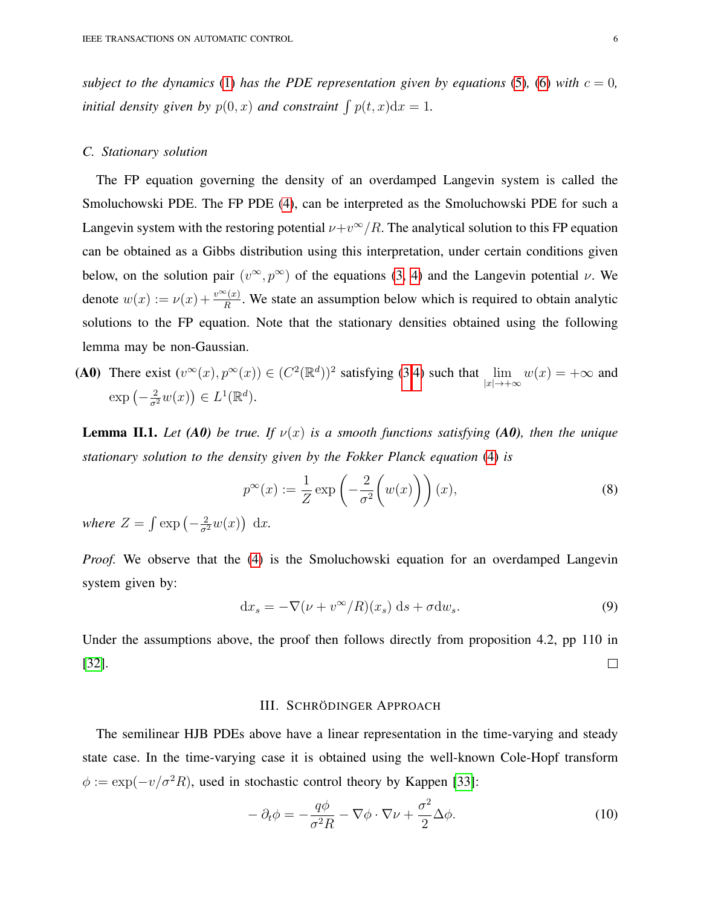*subject to the dynamics (1) has the PDE representation given by equations (5), (6) with $c = 0$, initial density given by $p(0, x)$ and constraint $\int p(t, x)\mathrm{d}x = 1$.*

### C. Stationary solution

The FP equation governing the density of an overdamped Langevin system is called the Smoluchowski PDE. The FP PDE (4), can be interpreted as the Smoluchowski PDE for such a Langevin system with the restoring potential $\nu + v^\infty/R$. The analytical solution to this FP equation can be obtained as a Gibbs distribution using this interpretation, under certain conditions given below, on the solution pair $(v^\infty, p^\infty)$ of the equations (3, 4) and the Langevin potential $\nu$. We denote $w(x) := \nu(x) + \frac{v^\infty(x)}{R}$. We state an assumption below which is required to obtain analytic solutions to the FP equation. Note that the stationary densities obtained using the following lemma may be non-Gaussian.

**(A0)** There exist $(v^\infty(x), p^\infty(x)) \in (C^2(\mathbb{R}^d))^2$ satisfying (3-4) such that $\lim_{|x| \to +\infty} w(x) = +\infty$ and $\exp\left(-\frac{2}{\sigma^2} w(x)\right) \in L^1(\mathbb{R}^d)$.

**Lemma II.1.** *Let (A0) be true. If $\nu(x)$ is a smooth functions satisfying **(A0)**, then the unique stationary solution to the density given by the Fokker Planck equation (4) is*

$$p^\infty(x) := \frac{1}{Z} \exp\left(-\frac{2}{\sigma^2}\Big(w(x)\Big)\right)(x), \tag{8}$$

*where $Z = \int \exp\left(-\frac{2}{\sigma^2} w(x)\right)\, \mathrm{d}x$.*

*Proof.* We observe that the (4) is the Smoluchowski equation for an overdamped Langevin system given by:

$$\mathrm{d}x_s = -\nabla(\nu + v^\infty/R)(x_s)\, \mathrm{d}s + \sigma \mathrm{d}w_s. \tag{9}$$

Under the assumptions above, the proof then follows directly from proposition 4.2, pp 110 in [32]. □

## III. Schrödinger Approach

The semilinear HJB PDEs above have a linear representation in the time-varying and steady state case. In the time-varying case it is obtained using the well-known Cole-Hopf transform $\phi := \exp(-v/\sigma^2 R)$, used in stochastic control theory by Kappen [33]:

$$-\partial_t \phi = -\frac{q\phi}{\sigma^2 R} - \nabla\phi \cdot \nabla\nu + \frac{\sigma^2}{2}\Delta\phi. \tag{10}$$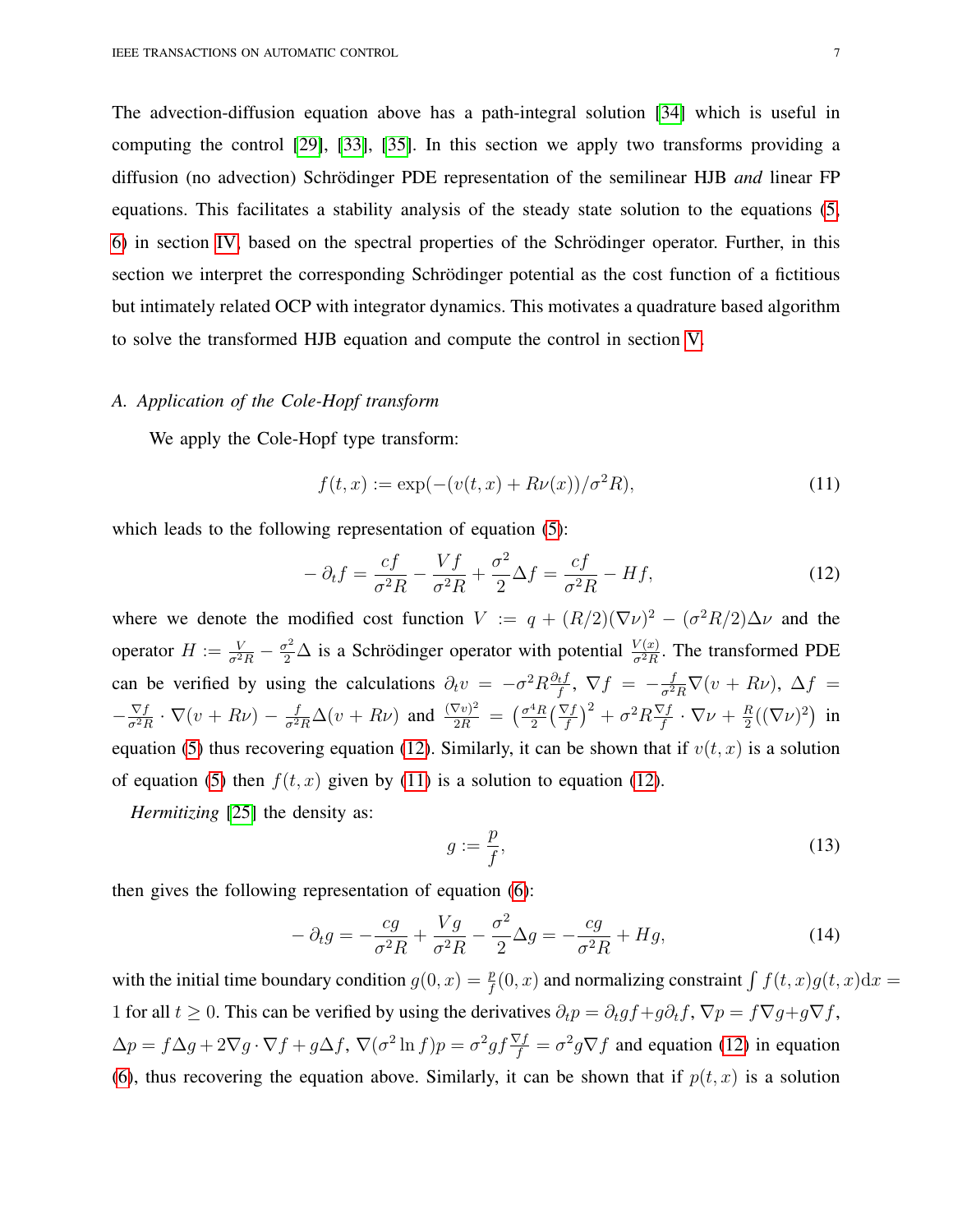The advection-diffusion equation above has a path-integral solution [34] which is useful in computing the control [29], [33], [35]. In this section we apply two transforms providing a diffusion (no advection) Schrödinger PDE representation of the semilinear HJB *and* linear FP equations. This facilitates a stability analysis of the steady state solution to the equations (5, 6) in section IV, based on the spectral properties of the Schrödinger operator. Further, in this section we interpret the corresponding Schrödinger potential as the cost function of a fictitious but intimately related OCP with integrator dynamics. This motivates a quadrature based algorithm to solve the transformed HJB equation and compute the control in section V.

### *A. Application of the Cole-Hopf transform*

We apply the Cole-Hopf type transform:

$$f(t,x) := \exp(-(v(t,x) + R\nu(x))/\sigma^2 R), \tag{11}$$

which leads to the following representation of equation (5):

$$-\partial_t f = \frac{cf}{\sigma^2 R} - \frac{Vf}{\sigma^2 R} + \frac{\sigma^2}{2}\Delta f = \frac{cf}{\sigma^2 R} - Hf, \tag{12}$$

where we denote the modified cost function $V := q + (R/2)(\nabla\nu)^2 - (\sigma^2 R/2)\Delta\nu$ and the operator $H := \frac{V}{\sigma^2 R} - \frac{\sigma^2}{2}\Delta$ is a Schrödinger operator with potential $\frac{V(x)}{\sigma^2 R}$. The transformed PDE can be verified by using the calculations $\partial_t v = -\sigma^2 R \frac{\partial_t f}{f}$, $\nabla f = -\frac{f}{\sigma^2 R}\nabla(v + R\nu)$, $\Delta f = -\frac{\nabla f}{\sigma^2 R}\cdot\nabla(v + R\nu) - \frac{f}{\sigma^2 R}\Delta(v + R\nu)$ and $\frac{(\nabla v)^2}{2R} = \left(\frac{\sigma^4 R}{2}\left(\frac{\nabla f}{f}\right)^2 + \sigma^2 R\frac{\nabla f}{f}\cdot\nabla\nu + \frac{R}{2}((\nabla\nu)^2\right)$ in equation (5) thus recovering equation (12). Similarly, it can be shown that if $v(t,x)$ is a solution of equation (5) then $f(t,x)$ given by (11) is a solution to equation (12).

*Hermitizing* [25] the density as:

$$g := \frac{p}{f}, \tag{13}$$

then gives the following representation of equation (6):

$$-\partial_t g = -\frac{cg}{\sigma^2 R} + \frac{Vg}{\sigma^2 R} - \frac{\sigma^2}{2}\Delta g = -\frac{cg}{\sigma^2 R} + Hg, \tag{14}$$

with the initial time boundary condition $g(0,x) = \frac{p}{f}(0,x)$ and normalizing constraint $\int f(t,x)g(t,x)\mathrm{d}x = 1$ for all $t \geq 0$. This can be verified by using the derivatives $\partial_t p = \partial_t g f + g\partial_t f$, $\nabla p = f\nabla g + g\nabla f$, $\Delta p = f\Delta g + 2\nabla g\cdot\nabla f + g\Delta f$, $\nabla(\sigma^2\ln f)p = \sigma^2 g f\frac{\nabla f}{f} = \sigma^2 g\nabla f$ and equation (12) in equation (6), thus recovering the equation above. Similarly, it can be shown that if $p(t,x)$ is a solution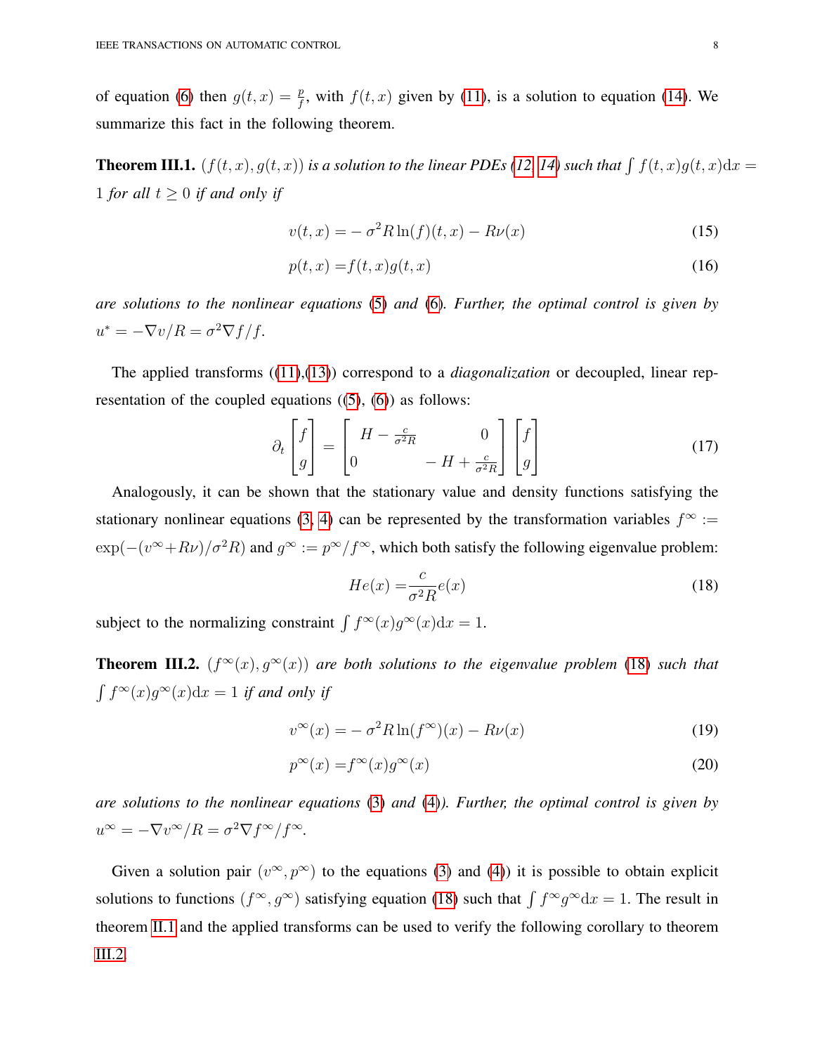of equation (6) then $g(t,x) = \frac{p}{f}$, with $f(t,x)$ given by (11), is a solution to equation (14). We summarize this fact in the following theorem.

**Theorem III.1.** *$(f(t,x), g(t,x))$ is a solution to the linear PDEs (12, 14) such that $\int f(t,x)g(t,x)\mathrm{d}x = 1$ for all $t \geq 0$ if and only if*

$$v(t,x) = -\sigma^2 R \ln(f)(t,x) - R\nu(x) \tag{15}$$

$$p(t,x) = f(t,x)g(t,x) \tag{16}$$

*are solutions to the nonlinear equations (5) and (6). Further, the optimal control is given by $u^* = -\nabla v/R = \sigma^2 \nabla f/f$.*

The applied transforms ((11),(13)) correspond to a *diagonalization* or decoupled, linear representation of the coupled equations ((5), (6)) as follows:

$$\partial_t \begin{bmatrix} f \\ g \end{bmatrix} = \begin{bmatrix} H - \frac{c}{\sigma^2 R} & 0 \\ 0 & -H + \frac{c}{\sigma^2 R} \end{bmatrix} \begin{bmatrix} f \\ g \end{bmatrix} \tag{17}$$

Analogously, it can be shown that the stationary value and density functions satisfying the stationary nonlinear equations (3, 4) can be represented by the transformation variables $f^\infty := \exp(-(v^\infty + R\nu)/\sigma^2 R)$ and $g^\infty := p^\infty/f^\infty$, which both satisfy the following eigenvalue problem:

$$He(x) = \frac{c}{\sigma^2 R} e(x) \tag{18}$$

subject to the normalizing constraint $\int f^\infty(x) g^\infty(x) \mathrm{d}x = 1$.

**Theorem III.2.** *$(f^\infty(x), g^\infty(x))$ are both solutions to the eigenvalue problem (18) such that $\int f^\infty(x) g^\infty(x) \mathrm{d}x = 1$ if and only if*

$$v^\infty(x) = -\sigma^2 R \ln(f^\infty)(x) - R\nu(x) \tag{19}$$

$$p^\infty(x) = f^\infty(x) g^\infty(x) \tag{20}$$

*are solutions to the nonlinear equations (3) and (4)). Further, the optimal control is given by $u^\infty = -\nabla v^\infty/R = \sigma^2 \nabla f^\infty/f^\infty$.*

Given a solution pair $(v^\infty, p^\infty)$ to the equations (3) and (4)) it is possible to obtain explicit solutions to functions $(f^\infty, g^\infty)$ satisfying equation (18) such that $\int f^\infty g^\infty \mathrm{d}x = 1$. The result in theorem II.1 and the applied transforms can be used to verify the following corollary to theorem III.2.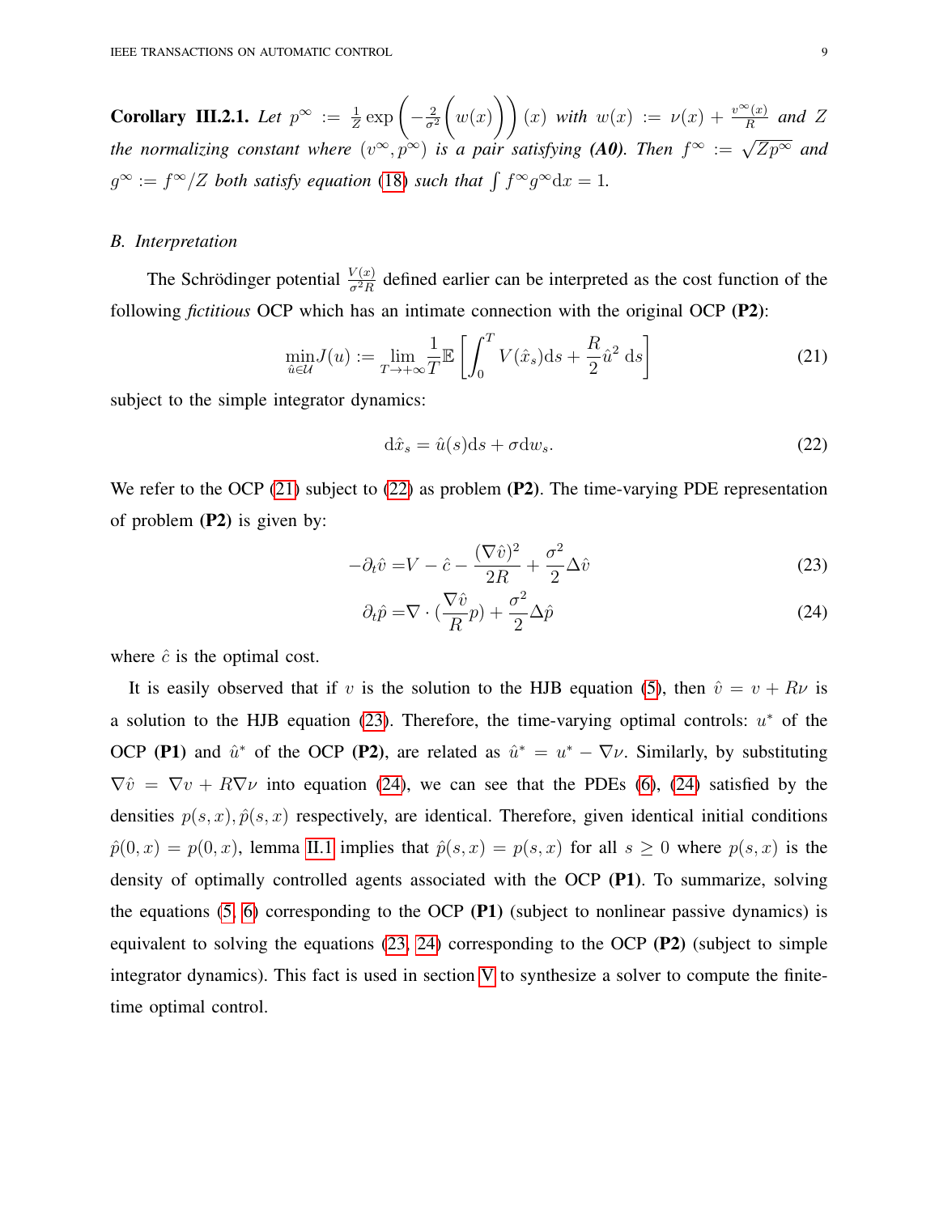**Corollary III.2.1.** *Let $p^\infty := \frac{1}{Z}\exp\left(-\frac{2}{\sigma^2}\Big(w(x)\Big)\right)(x)$ with $w(x) := \nu(x) + \frac{v^\infty(x)}{R}$ and $Z$ the normalizing constant where $(v^\infty, p^\infty)$ is a pair satisfying **(A0)**. Then $f^\infty := \sqrt{Zp^\infty}$ and $g^\infty := f^\infty/Z$ both satisfy equation (18) such that $\int f^\infty g^\infty \mathrm{d}x = 1$.*

## B. Interpretation

The Schrödinger potential $\frac{V(x)}{\sigma^2 R}$ defined earlier can be interpreted as the cost function of the following *fictitious* OCP which has an intimate connection with the original OCP **(P2)**:

$$\min_{\hat{u}\in\mathcal{U}} J(u) := \lim_{T\to+\infty}\frac{1}{T}\mathbb{E}\left[\int_0^T V(\hat{x}_s)\mathrm{d}s + \frac{R}{2}\hat{u}^2\ \mathrm{d}s\right] \tag{21}$$

subject to the simple integrator dynamics:

$$\mathrm{d}\hat{x}_s = \hat{u}(s)\mathrm{d}s + \sigma \mathrm{d}w_s. \tag{22}$$

We refer to the OCP (21) subject to (22) as problem **(P2)**. The time-varying PDE representation of problem **(P2)** is given by:

$$-\partial_t \hat{v} = V - \hat{c} - \frac{(\nabla\hat{v})^2}{2R} + \frac{\sigma^2}{2}\Delta\hat{v} \tag{23}$$

$$\partial_t \hat{p} = \nabla\cdot(\frac{\nabla\hat{v}}{R}p) + \frac{\sigma^2}{2}\Delta\hat{p} \tag{24}$$

where $\hat{c}$ is the optimal cost.

It is easily observed that if $v$ is the solution to the HJB equation (5), then $\hat{v} = v + R\nu$ is a solution to the HJB equation (23). Therefore, the time-varying optimal controls: $u^*$ of the OCP **(P1)** and $\hat{u}^*$ of the OCP **(P2)**, are related as $\hat{u}^* = u^* - \nabla\nu$. Similarly, by substituting $\nabla\hat{v} = \nabla v + R\nabla\nu$ into equation (24), we can see that the PDEs (6), (24) satisfied by the densities $p(s,x), \hat{p}(s,x)$ respectively, are identical. Therefore, given identical initial conditions $\hat{p}(0,x) = p(0,x)$, lemma II.1 implies that $\hat{p}(s,x) = p(s,x)$ for all $s \geq 0$ where $p(s,x)$ is the density of optimally controlled agents associated with the OCP **(P1)**. To summarize, solving the equations (5, 6) corresponding to the OCP **(P1)** (subject to nonlinear passive dynamics) is equivalent to solving the equations (23, 24) corresponding to the OCP **(P2)** (subject to simple integrator dynamics). This fact is used in section V to synthesize a solver to compute the finite-time optimal control.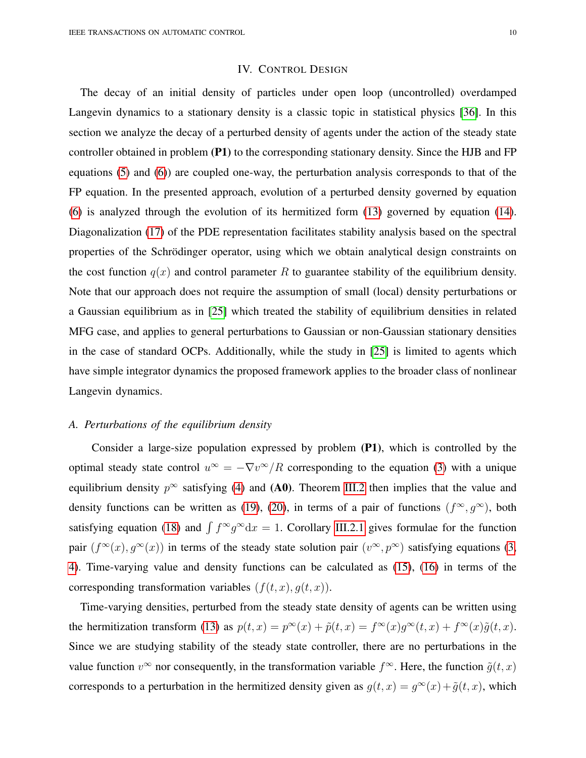## IV. Control Design

The decay of an initial density of particles under open loop (uncontrolled) overdamped Langevin dynamics to a stationary density is a classic topic in statistical physics [36]. In this section we analyze the decay of a perturbed density of agents under the action of the steady state controller obtained in problem **(P1)** to the corresponding stationary density. Since the HJB and FP equations (5) and (6)) are coupled one-way, the perturbation analysis corresponds to that of the FP equation. In the presented approach, evolution of a perturbed density governed by equation (6) is analyzed through the evolution of its hermitized form (13) governed by equation (14). Diagonalization (17) of the PDE representation facilitates stability analysis based on the spectral properties of the Schrödinger operator, using which we obtain analytical design constraints on the cost function $q(x)$ and control parameter $R$ to guarantee stability of the equilibrium density. Note that our approach does not require the assumption of small (local) density perturbations or a Gaussian equilibrium as in [25] which treated the stability of equilibrium densities in related MFG case, and applies to general perturbations to Gaussian or non-Gaussian stationary densities in the case of standard OCPs. Additionally, while the study in [25] is limited to agents which have simple integrator dynamics the proposed framework applies to the broader class of nonlinear Langevin dynamics.

### A. Perturbations of the equilibrium density

Consider a large-size population expressed by problem **(P1)**, which is controlled by the optimal steady state control $u^\infty = -\nabla v^\infty / R$ corresponding to the equation (3) with a unique equilibrium density $p^\infty$ satisfying (4) and **(A0)**. Theorem III.2 then implies that the value and density functions can be written as (19), (20), in terms of a pair of functions $(f^\infty, g^\infty)$, both satisfying equation (18) and $\int f^\infty g^\infty \mathrm{d}x = 1$. Corollary III.2.1 gives formulae for the function pair $(f^\infty(x), g^\infty(x))$ in terms of the steady state solution pair $(v^\infty, p^\infty)$ satisfying equations (3, 4). Time-varying value and density functions can be calculated as (15), (16) in terms of the corresponding transformation variables $(f(t,x), g(t,x))$.

Time-varying densities, perturbed from the steady state density of agents can be written using the hermitization transform (13) as $p(t,x) = p^\infty(x) + \tilde{p}(t,x) = f^\infty(x) g^\infty(t,x) + f^\infty(x)\tilde{g}(t,x)$. Since we are studying stability of the steady state controller, there are no perturbations in the value function $v^\infty$ nor consequently, in the transformation variable $f^\infty$. Here, the function $\tilde{g}(t,x)$ corresponds to a perturbation in the hermitized density given as $g(t,x) = g^\infty(x) + \tilde{g}(t,x)$, which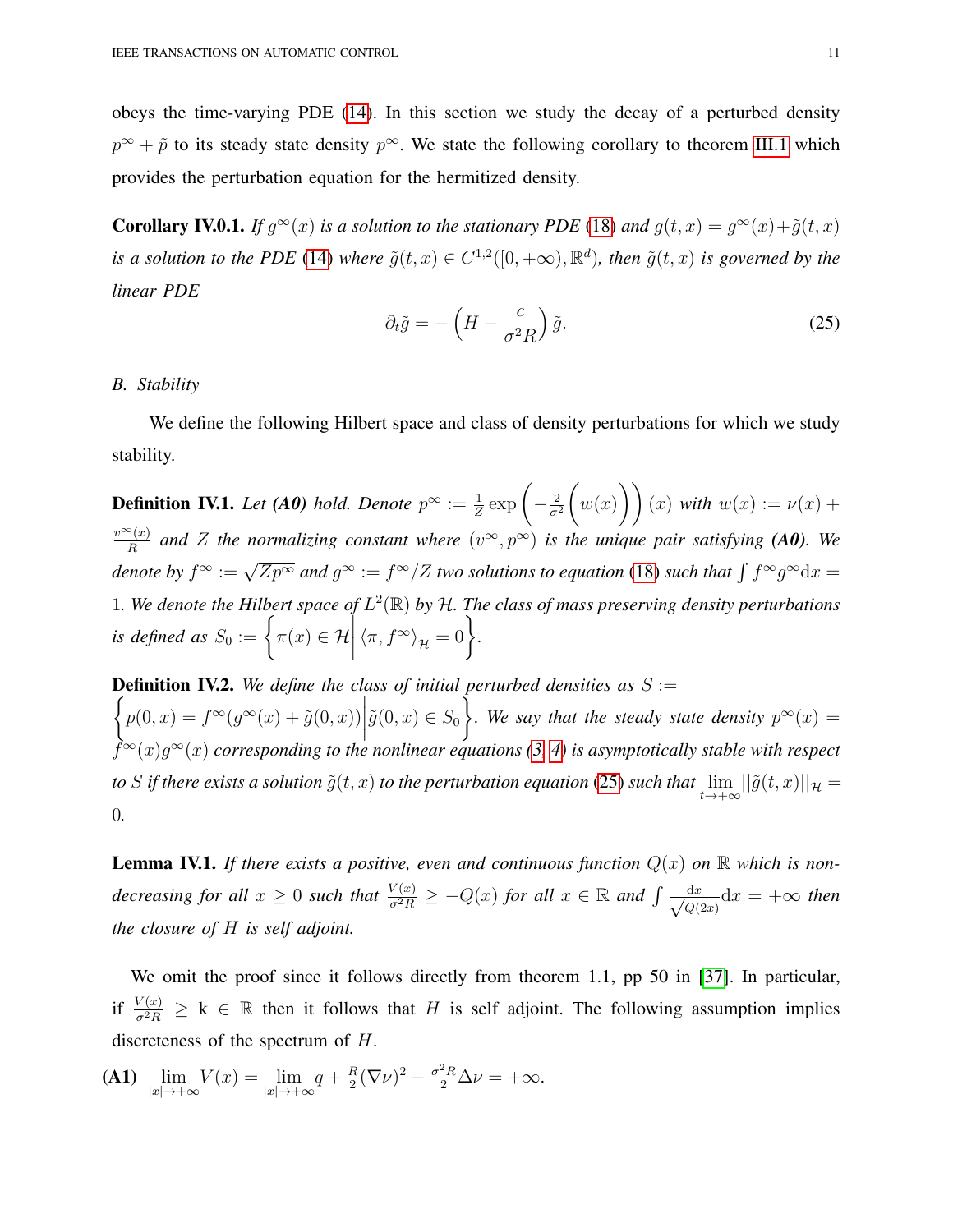obeys the time-varying PDE (14). In this section we study the decay of a perturbed density $p^\infty + \tilde{p}$ to its steady state density $p^\infty$. We state the following corollary to theorem III.1 which provides the perturbation equation for the hermitized density.

**Corollary IV.0.1.** *If $g^\infty(x)$ is a solution to the stationary PDE (18) and $g(t,x) = g^\infty(x) + \tilde{g}(t,x)$ is a solution to the PDE (14) where $\tilde{g}(t,x) \in C^{1,2}([0,+\infty),\mathbb{R}^d)$, then $\tilde{g}(t,x)$ is governed by the linear PDE*

$$\partial_t \tilde{g} = -\left(H - \frac{c}{\sigma^2 R}\right)\tilde{g}. \tag{25}$$

### B. Stability

We define the following Hilbert space and class of density perturbations for which we study stability.

**Definition IV.1.** *Let **(A0)** hold. Denote $p^\infty := \frac{1}{Z}\exp\left(-\frac{2}{\sigma^2}\left(w(x)\right)\right)(x)$ with $w(x) := \nu(x) + \frac{v^\infty(x)}{R}$ and $Z$ the normalizing constant where $(v^\infty, p^\infty)$ is the unique pair satisfying **(A0)**. We denote by $f^\infty := \sqrt{Zp^\infty}$ and $g^\infty := f^\infty/Z$ two solutions to equation (18) such that $\int f^\infty g^\infty \mathrm{d}x = 1$. We denote the Hilbert space of $L^2(\mathbb{R})$ by $\mathcal{H}$. The class of mass preserving density perturbations is defined as $S_0 := \left\{\pi(x) \in \mathcal{H} \,\middle|\, \langle \pi, f^\infty\rangle_{\mathcal{H}} = 0\right\}$.*

**Definition IV.2.** *We define the class of initial perturbed densities as $S := \left\{p(0,x) = f^\infty(g^\infty(x) + \tilde{g}(0,x)) \,\middle|\, \tilde{g}(0,x) \in S_0\right\}$. We say that the steady state density $p^\infty(x) = f^\infty(x) g^\infty(x)$ corresponding to the nonlinear equations (3, 4) is asymptotically stable with respect to $S$ if there exists a solution $\tilde{g}(t,x)$ to the perturbation equation (25) such that $\lim_{t\to+\infty} ||\tilde{g}(t,x)||_{\mathcal{H}} = 0$.*

**Lemma IV.1.** *If there exists a positive, even and continuous function $Q(x)$ on $\mathbb{R}$ which is non-decreasing for all $x \geq 0$ such that $\frac{V(x)}{\sigma^2 R} \geq -Q(x)$ for all $x \in \mathbb{R}$ and $\int \frac{\mathrm{d}x}{\sqrt{Q(2x)}}\mathrm{d}x = +\infty$ then the closure of $H$ is self adjoint.*

We omit the proof since it follows directly from theorem 1.1, pp 50 in [37]. In particular, if $\frac{V(x)}{\sigma^2 R} \geq \mathrm{k} \in \mathbb{R}$ then it follows that $H$ is self adjoint. The following assumption implies discreteness of the spectrum of $H$.

**(A1)** $\lim_{|x|\to+\infty} V(x) = \lim_{|x|\to+\infty} q + \frac{R}{2}(\nabla\nu)^2 - \frac{\sigma^2 R}{2}\Delta\nu = +\infty.$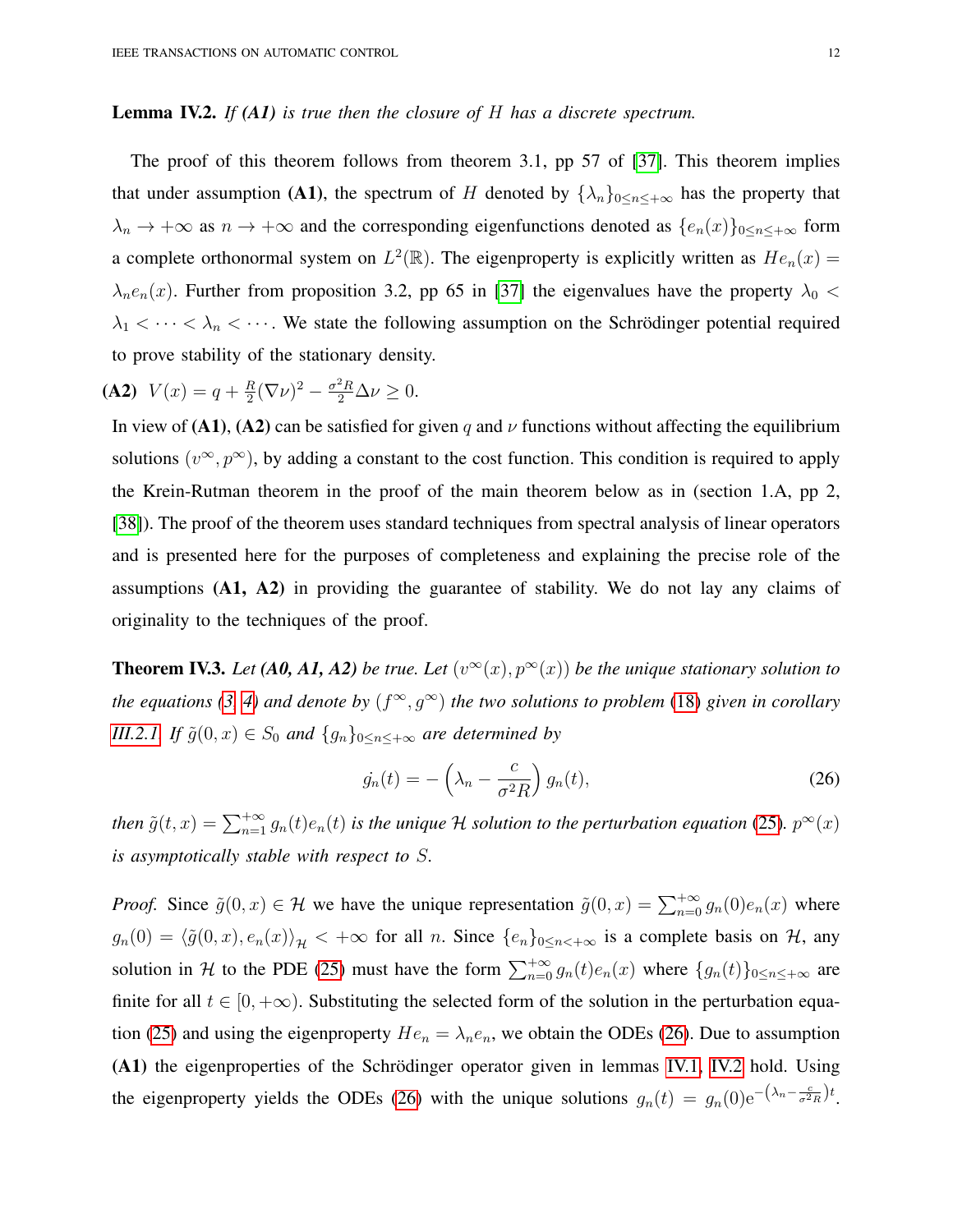**Lemma IV.2.** *If **(A1)** is true then the closure of $H$ has a discrete spectrum.*

The proof of this theorem follows from theorem 3.1, pp 57 of [37]. This theorem implies that under assumption **(A1)**, the spectrum of $H$ denoted by $\{\lambda_n\}_{0\leq n\leq +\infty}$ has the property that $\lambda_n \to +\infty$ as $n \to +\infty$ and the corresponding eigenfunctions denoted as $\{e_n(x)\}_{0\leq n\leq +\infty}$ form a complete orthonormal system on $L^2(\mathbb{R})$. The eigenproperty is explicitly written as $He_n(x) = \lambda_n e_n(x)$. Further from proposition 3.2, pp 65 in [37] the eigenvalues have the property $\lambda_0 < \lambda_1 < \cdots < \lambda_n < \cdots$. We state the following assumption on the Schrödinger potential required to prove stability of the stationary density.

**(A2)** $V(x) = q + \frac{R}{2}(\nabla \nu)^2 - \frac{\sigma^2 R}{2}\Delta \nu \geq 0$.

In view of **(A1)**, **(A2)** can be satisfied for given $q$ and $\nu$ functions without affecting the equilibrium solutions $(v^\infty, p^\infty)$, by adding a constant to the cost function. This condition is required to apply the Krein-Rutman theorem in the proof of the main theorem below as in (section 1.A, pp 2, [38]). The proof of the theorem uses standard techniques from spectral analysis of linear operators and is presented here for the purposes of completeness and explaining the precise role of the assumptions **(A1, A2)** in providing the guarantee of stability. We do not lay any claims of originality to the techniques of the proof.

**Theorem IV.3.** *Let **(A0, A1, A2)** be true. Let $(v^\infty(x), p^\infty(x))$ be the unique stationary solution to the equations (3, 4) and denote by $(f^\infty, g^\infty)$ the two solutions to problem (18) given in corollary III.2.1. If $\tilde{g}(0,x) \in S_0$ and $\{g_n\}_{0\leq n\leq +\infty}$ are determined by*

$$\dot{g_n}(t) = -\left(\lambda_n - \frac{c}{\sigma^2 R}\right) g_n(t), \tag{26}$$

*then $\tilde{g}(t,x) = \sum_{n=1}^{+\infty} g_n(t) e_n(t)$ is the unique $\mathcal{H}$ solution to the perturbation equation (25). $p^\infty(x)$ is asymptotically stable with respect to $S$.*

*Proof.* Since $\tilde{g}(0,x) \in \mathcal{H}$ we have the unique representation $\tilde{g}(0,x) = \sum_{n=0}^{+\infty} g_n(0) e_n(x)$ where $g_n(0) = \langle \tilde{g}(0,x), e_n(x)\rangle_{\mathcal{H}} < +\infty$ for all $n$. Since $\{e_n\}_{0\leq n<+\infty}$ is a complete basis on $\mathcal{H}$, any solution in $\mathcal{H}$ to the PDE (25) must have the form $\sum_{n=0}^{+\infty} g_n(t) e_n(x)$ where $\{g_n(t)\}_{0\leq n\leq +\infty}$ are finite for all $t \in [0, +\infty)$. Substituting the selected form of the solution in the perturbation equation (25) and using the eigenproperty $He_n = \lambda_n e_n$, we obtain the ODEs (26). Due to assumption **(A1)** the eigenproperties of the Schrödinger operator given in lemmas IV.1, IV.2 hold. Using the eigenproperty yields the ODEs (26) with the unique solutions $g_n(t) = g_n(0)\mathrm{e}^{-\left(\lambda_n - \frac{c}{\sigma^2 R}\right)t}$.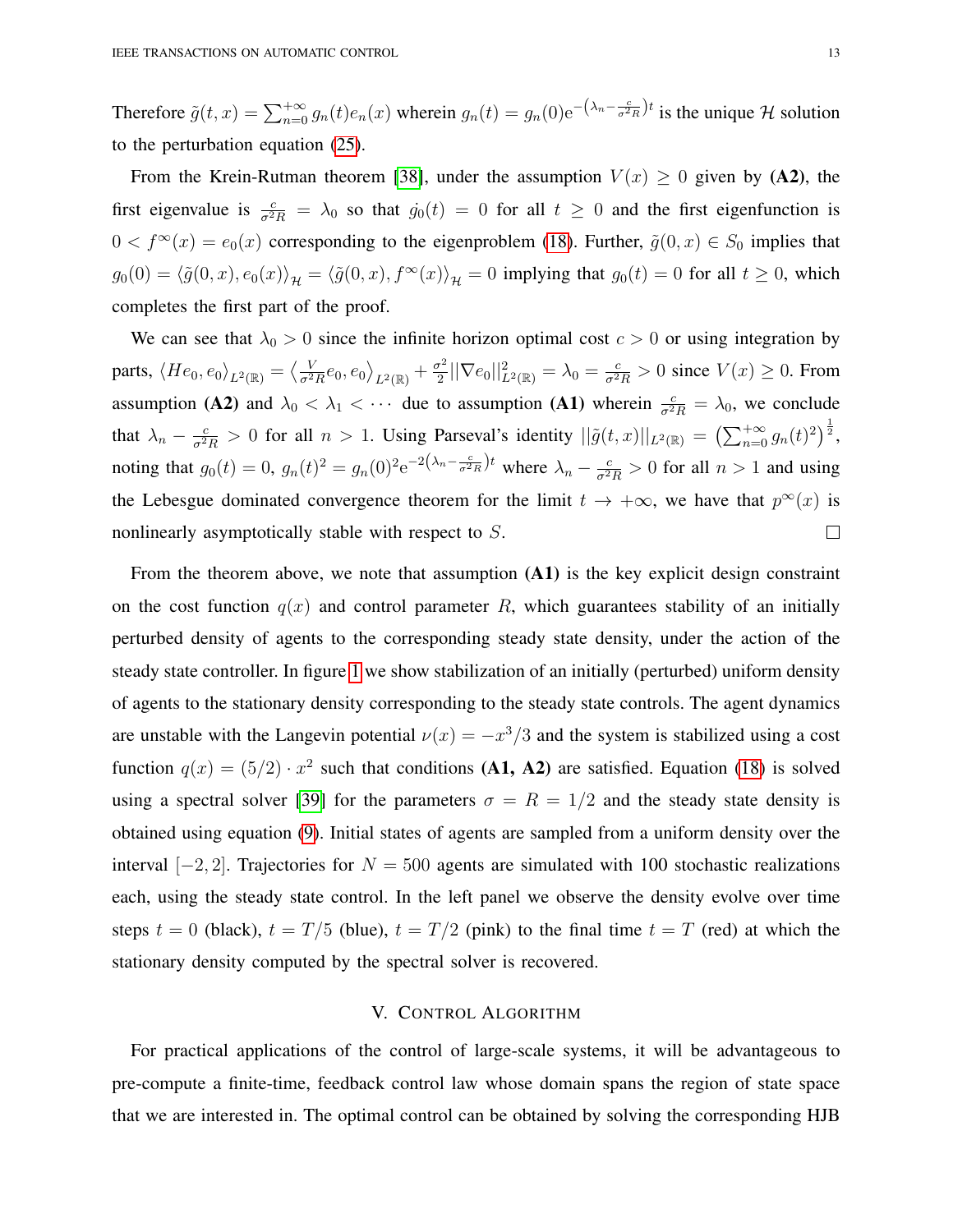Therefore $\tilde{g}(t,x) = \sum_{n=0}^{+\infty} g_n(t) e_n(x)$ wherein $g_n(t) = g_n(0)\mathrm{e}^{-\left(\lambda_n - \frac{c}{\sigma^2 R}\right)t}$ is the unique $\mathcal{H}$ solution to the perturbation equation (25).

From the Krein-Rutman theorem [38], under the assumption $V(x) \geq 0$ given by **(A2)**, the first eigenvalue is $\frac{c}{\sigma^2 R} = \lambda_0$ so that $\dot{g_0}(t) = 0$ for all $t \geq 0$ and the first eigenfunction is $0 < f^\infty(x) = e_0(x)$ corresponding to the eigenproblem (18). Further, $\tilde{g}(0,x) \in S_0$ implies that $g_0(0) = \langle \tilde{g}(0,x), e_0(x) \rangle_{\mathcal{H}} = \langle \tilde{g}(0,x), f^\infty(x) \rangle_{\mathcal{H}} = 0$ implying that $g_0(t) = 0$ for all $t \geq 0$, which completes the first part of the proof.

We can see that $\lambda_0 > 0$ since the infinite horizon optimal cost $c > 0$ or using integration by parts, $\langle H e_0, e_0 \rangle_{L^2(\mathbb{R})} = \left\langle \frac{V}{\sigma^2 R} e_0, e_0 \right\rangle_{L^2(\mathbb{R})} + \frac{\sigma^2}{2} ||\nabla e_0||^2_{L^2(\mathbb{R})} = \lambda_0 = \frac{c}{\sigma^2 R} > 0$ since $V(x) \geq 0$. From assumption **(A2)** and $\lambda_0 < \lambda_1 < \cdots$ due to assumption **(A1)** wherein $\frac{c}{\sigma^2 R} = \lambda_0$, we conclude that $\lambda_n - \frac{c}{\sigma^2 R} > 0$ for all $n > 1$. Using Parseval's identity $||\tilde{g}(t,x)||_{L^2(\mathbb{R})} = \left(\sum_{n=0}^{+\infty} g_n(t)^2\right)^{\frac{1}{2}}$, noting that $g_0(t) = 0$, $g_n(t)^2 = g_n(0)^2 \mathrm{e}^{-2\left(\lambda_n - \frac{c}{\sigma^2 R}\right)t}$ where $\lambda_n - \frac{c}{\sigma^2 R} > 0$ for all $n > 1$ and using the Lebesgue dominated convergence theorem for the limit $t \to +\infty$, we have that $p^\infty(x)$ is nonlinearly asymptotically stable with respect to $S$. □

From the theorem above, we note that assumption **(A1)** is the key explicit design constraint on the cost function $q(x)$ and control parameter $R$, which guarantees stability of an initially perturbed density of agents to the corresponding steady state density, under the action of the steady state controller. In figure 1 we show stabilization of an initially (perturbed) uniform density of agents to the stationary density corresponding to the steady state controls. The agent dynamics are unstable with the Langevin potential $\nu(x) = -x^3/3$ and the system is stabilized using a cost function $q(x) = (5/2) \cdot x^2$ such that conditions **(A1, A2)** are satisfied. Equation (18) is solved using a spectral solver [39] for the parameters $\sigma = R = 1/2$ and the steady state density is obtained using equation (9). Initial states of agents are sampled from a uniform density over the interval $[-2, 2]$. Trajectories for $N = 500$ agents are simulated with 100 stochastic realizations each, using the steady state control. In the left panel we observe the density evolve over time steps $t = 0$ (black), $t = T/5$ (blue), $t = T/2$ (pink) to the final time $t = T$ (red) at which the stationary density computed by the spectral solver is recovered.

## V. Control Algorithm

For practical applications of the control of large-scale systems, it will be advantageous to pre-compute a finite-time, feedback control law whose domain spans the region of state space that we are interested in. The optimal control can be obtained by solving the corresponding HJB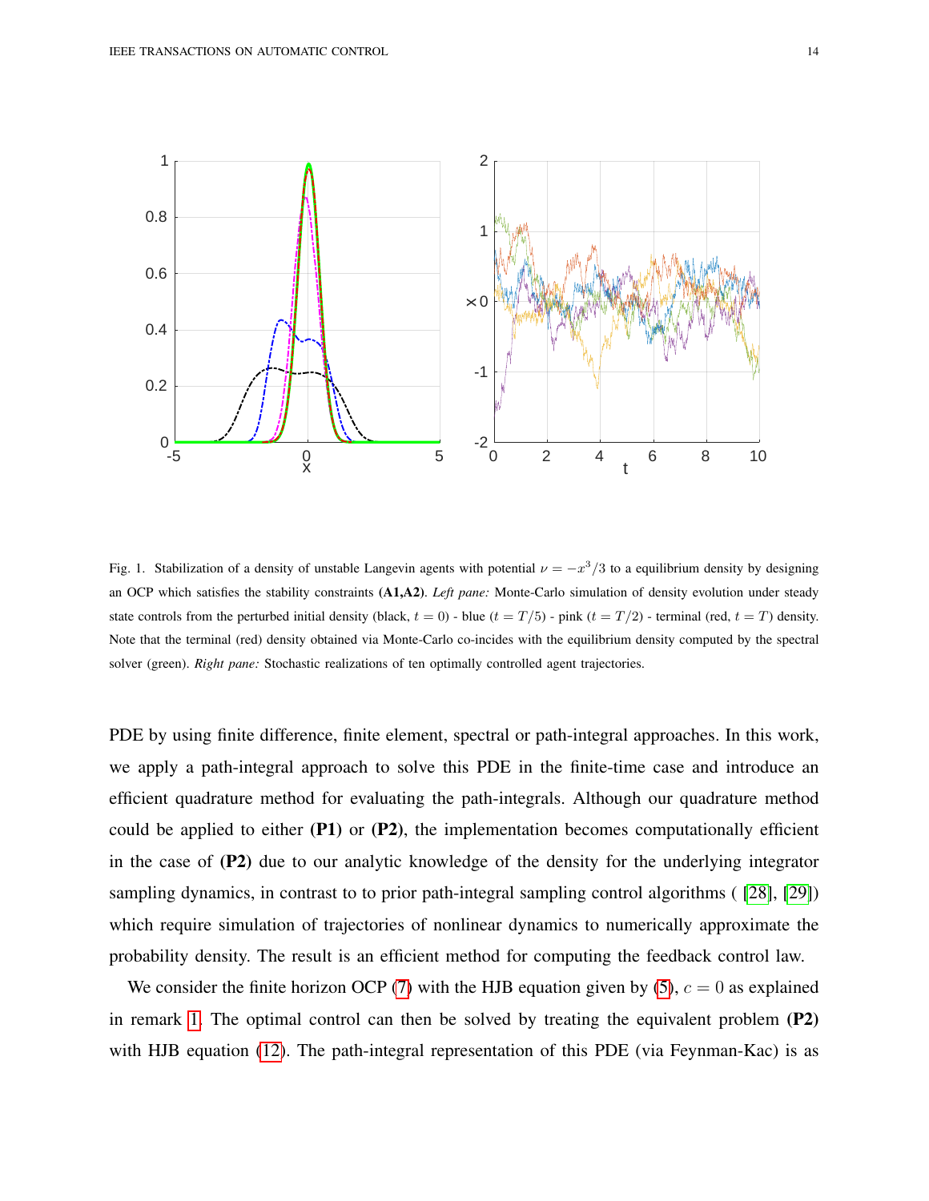Fig. 1. Stabilization of a density of unstable Langevin agents with potential $\nu = -x^3/3$ to a equilibrium density by designing an OCP which satisfies the stability constraints **(A1,A2)**. *Left pane:* Monte-Carlo simulation of density evolution under steady state controls from the perturbed initial density (black, $t = 0$) - blue ($t = T/5$) - pink ($t = T/2$) - terminal (red, $t = T$) density. Note that the terminal (red) density obtained via Monte-Carlo co-incides with the equilibrium density computed by the spectral solver (green). *Right pane:* Stochastic realizations of ten optimally controlled agent trajectories.

PDE by using finite difference, finite element, spectral or path-integral approaches. In this work, we apply a path-integral approach to solve this PDE in the finite-time case and introduce an efficient quadrature method for evaluating the path-integrals. Although our quadrature method could be applied to either **(P1)** or **(P2)**, the implementation becomes computationally efficient in the case of **(P2)** due to our analytic knowledge of the density for the underlying integrator sampling dynamics, in contrast to to prior path-integral sampling control algorithms ( [28], [29]) which require simulation of trajectories of nonlinear dynamics to numerically approximate the probability density. The result is an efficient method for computing the feedback control law.

We consider the finite horizon OCP (7) with the HJB equation given by (5), $c = 0$ as explained in remark 1. The optimal control can then be solved by treating the equivalent problem **(P2)** with HJB equation (12). The path-integral representation of this PDE (via Feynman-Kac) is as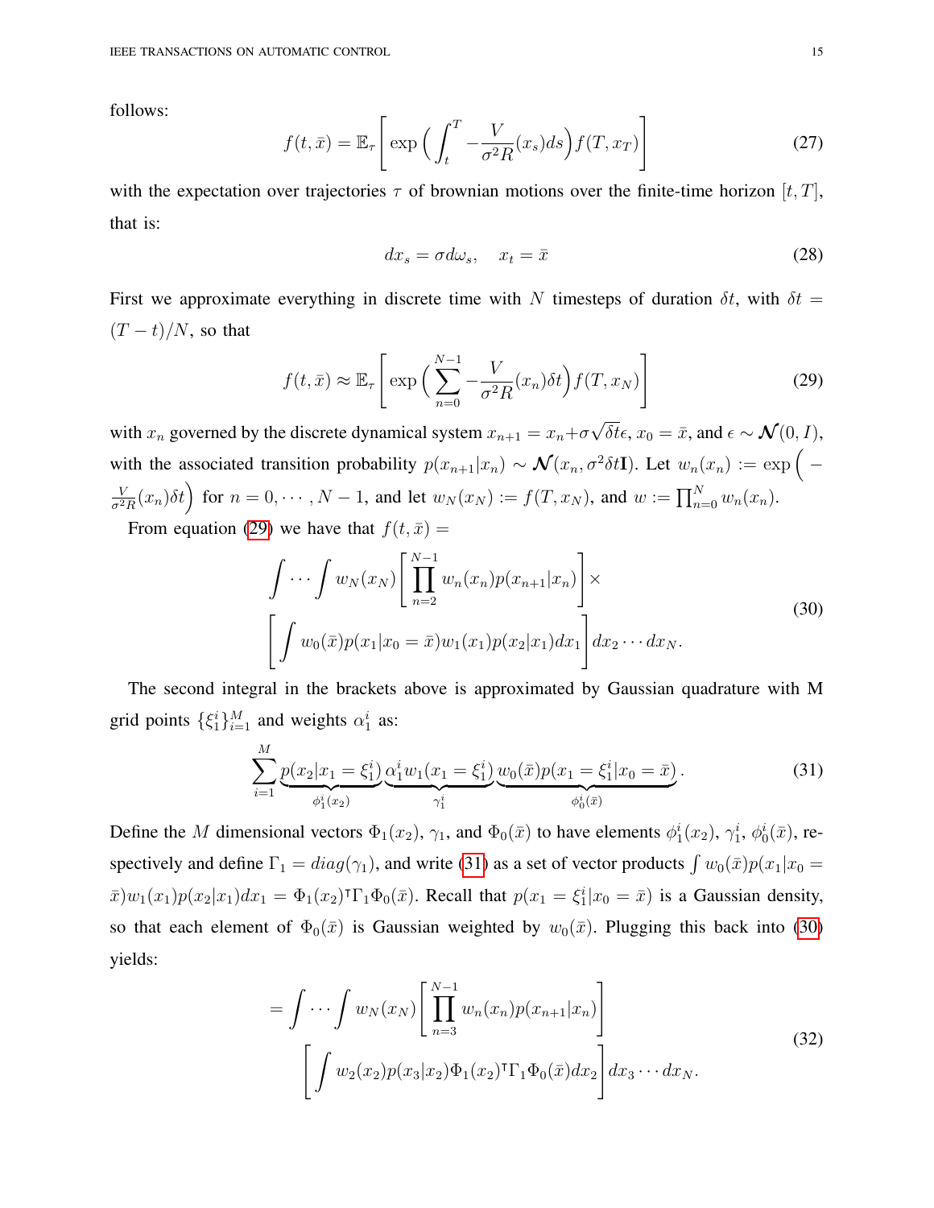follows:

$$f(t,\bar{x}) = \mathbb{E}_\tau\Bigg[\exp\Big(\int_t^T -\frac{V}{\sigma^2 R}(x_s)ds\Big)f(T,x_T)\Bigg] \tag{27}$$

with the expectation over trajectories $\tau$ of brownian motions over the finite-time horizon $[t,T]$, that is:

$$dx_s = \sigma d\omega_s, \quad x_t = \bar{x} \tag{28}$$

First we approximate everything in discrete time with $N$ timesteps of duration $\delta t$, with $\delta t = (T-t)/N$, so that

$$f(t,\bar{x}) \approx \mathbb{E}_\tau\Bigg[\exp\Big(\sum_{n=0}^{N-1} -\frac{V}{\sigma^2 R}(x_n)\delta t\Big)f(T,x_N)\Bigg] \tag{29}$$

with $x_n$ governed by the discrete dynamical system $x_{n+1} = x_n + \sigma\sqrt{\delta t}\epsilon$, $x_0 = \bar{x}$, and $\epsilon \sim \boldsymbol{\mathcal{N}}(0,I)$, with the associated transition probability $p(x_{n+1}|x_n) \sim \boldsymbol{\mathcal{N}}(x_n, \sigma^2\delta t\mathbf{I})$. Let $w_n(x_n) := \exp\Big(-\frac{V}{\sigma^2 R}(x_n)\delta t\Big)$ for $n = 0,\cdots,N-1$, and let $w_N(x_N) := f(T,x_N)$, and $w := \prod_{n=0}^N w_n(x_n)$.

From equation (29) we have that $f(t,\bar{x}) =$

$$\begin{aligned} &\int\cdots\int w_N(x_N)\Bigg[\prod_{n=2}^{N-1} w_n(x_n)p(x_{n+1}|x_n)\Bigg]\times \\ &\Bigg[\int w_0(\bar{x})p(x_1|x_0=\bar{x})w_1(x_1)p(x_2|x_1)dx_1\Bigg]dx_2\cdots dx_N. \end{aligned} \tag{30}$$

The second integral in the brackets above is approximated by Gaussian quadrature with M grid points $\{\xi_1^i\}_{i=1}^M$ and weights $\alpha_1^i$ as:

$$\sum_{i=1}^M \underbrace{p(x_2|x_1=\xi_1^i)}_{\phi_1^i(x_2)}\underbrace{\alpha_1^i w_1(x_1=\xi_1^i)}_{\gamma_1^i}\underbrace{w_0(\bar{x})p(x_1=\xi_1^i|x_0=\bar{x})}_{\phi_0^i(\bar{x})}. \tag{31}$$

Define the $M$ dimensional vectors $\Phi_1(x_2)$, $\gamma_1$, and $\Phi_0(\bar{x})$ to have elements $\phi_1^i(x_2)$, $\gamma_1^i$, $\phi_0^i(\bar{x})$, respectively and define $\Gamma_1 = diag(\gamma_1)$, and write (31) as a set of vector products $\int w_0(\bar{x})p(x_1|x_0 = \bar{x})w_1(x_1)p(x_2|x_1)dx_1 = \Phi_1(x_2)^\intercal\Gamma_1\Phi_0(\bar{x})$. Recall that $p(x_1 = \xi_1^i|x_0 = \bar{x})$ is a Gaussian density, so that each element of $\Phi_0(\bar{x})$ is Gaussian weighted by $w_0(\bar{x})$. Plugging this back into (30) yields:

$$\begin{aligned} = &\int\cdots\int w_N(x_N)\Bigg[\prod_{n=3}^{N-1} w_n(x_n)p(x_{n+1}|x_n)\Bigg] \\ &\Bigg[\int w_2(x_2)p(x_3|x_2)\Phi_1(x_2)^\intercal\Gamma_1\Phi_0(\bar{x})dx_2\Bigg]dx_3\cdots dx_N. \end{aligned} \tag{32}$$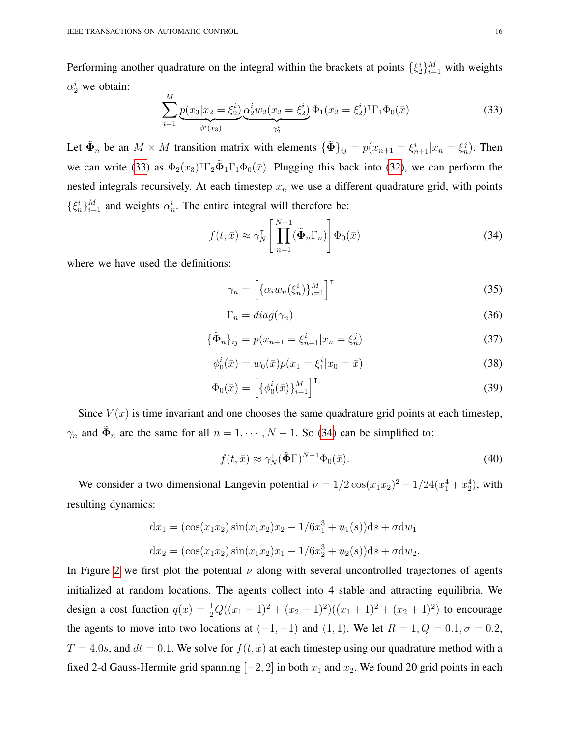Performing another quadrature on the integral within the brackets at points $\{\xi_2^i\}_{i=1}^M$ with weights $\alpha_2^i$ we obtain:

$$\sum_{i=1}^{M} \underbrace{p(x_3|x_2 = \xi_2^i)}_{\phi^i(x_3)} \underbrace{\alpha_2^i w_2(x_2 = \xi_2^i)}_{\gamma_2^i} \Phi_1(x_2 = \xi_2^i)^\intercal \Gamma_1 \Phi_0(\bar{x}) \tag{33}$$

Let $\tilde{\mathbf{\Phi}}_n$ be an $M \times M$ transition matrix with elements $\{\tilde{\mathbf{\Phi}}\}_{ij} = p(x_{n+1} = \xi_{n+1}^i | x_n = \xi_n^j)$. Then we can write (33) as $\Phi_2(x_3)^\intercal \Gamma_2 \tilde{\mathbf{\Phi}}_1 \Gamma_1 \Phi_0(\bar{x})$. Plugging this back into (32), we can perform the nested integrals recursively. At each timestep $x_n$ we use a different quadrature grid, with points $\{\xi_n^i\}_{i=1}^M$ and weights $\alpha_n^i$. The entire integral will therefore be:

$$f(t, \bar{x}) \approx \gamma_N^\intercal \left[ \prod_{n=1}^{N-1} (\tilde{\mathbf{\Phi}}_n \Gamma_n) \right] \Phi_0(\bar{x}) \tag{34}$$

where we have used the definitions:

$$\gamma_n = \left[ \{\alpha_i w_n(\xi_n^i)\}_{i=1}^M \right]^\intercal \tag{35}$$

$$\Gamma_n = diag(\gamma_n) \tag{36}$$

$$\{\tilde{\mathbf{\Phi}}_n\}_{ij} = p(x_{n+1} = \xi_{n+1}^i | x_n = \xi_n^j) \tag{37}$$

$$\phi_0^i(\bar{x}) = w_0(\bar{x}) p(x_1 = \xi_1^i | x_0 = \bar{x}) \tag{38}$$

$$\Phi_0(\bar{x}) = \left[ \{\phi_0^i(\bar{x})\}_{i=1}^M \right]^\intercal \tag{39}$$

Since $V(x)$ is time invariant and one chooses the same quadrature grid points at each timestep, $\gamma_n$ and $\tilde{\mathbf{\Phi}}_n$ are the same for all $n = 1, \cdots, N-1$. So (34) can be simplified to:

$$f(t, \bar{x}) \approx \gamma_N^\intercal (\tilde{\mathbf{\Phi}} \Gamma)^{N-1} \Phi_0(\bar{x}). \tag{40}$$

We consider a two dimensional Langevin potential $\nu = 1/2 \cos(x_1 x_2)^2 - 1/24(x_1^4 + x_2^4)$, with resulting dynamics:

$$\mathrm{d}x_1 = (\cos(x_1 x_2) \sin(x_1 x_2) x_2 - 1/6 x_1^3 + u_1(s)) \mathrm{d}s + \sigma \mathrm{d}w_1$$

$$\mathrm{d}x_2 = (\cos(x_1 x_2) \sin(x_1 x_2) x_1 - 1/6 x_2^3 + u_2(s)) \mathrm{d}s + \sigma \mathrm{d}w_2.$$

In Figure 2 we first plot the potential $\nu$ along with several uncontrolled trajectories of agents initialized at random locations. The agents collect into 4 stable and attracting equilibria. We design a cost function $q(x) = \frac{1}{2} Q((x_1 - 1)^2 + (x_2 - 1)^2)((x_1 + 1)^2 + (x_2 + 1)^2)$ to encourage the agents to move into two locations at $(-1, -1)$ and $(1, 1)$. We let $R = 1, Q = 0.1, \sigma = 0.2$, $T = 4.0s$, and $dt = 0.1$. We solve for $f(t, x)$ at each timestep using our quadrature method with a fixed 2-d Gauss-Hermite grid spanning $[-2, 2]$ in both $x_1$ and $x_2$. We found 20 grid points in each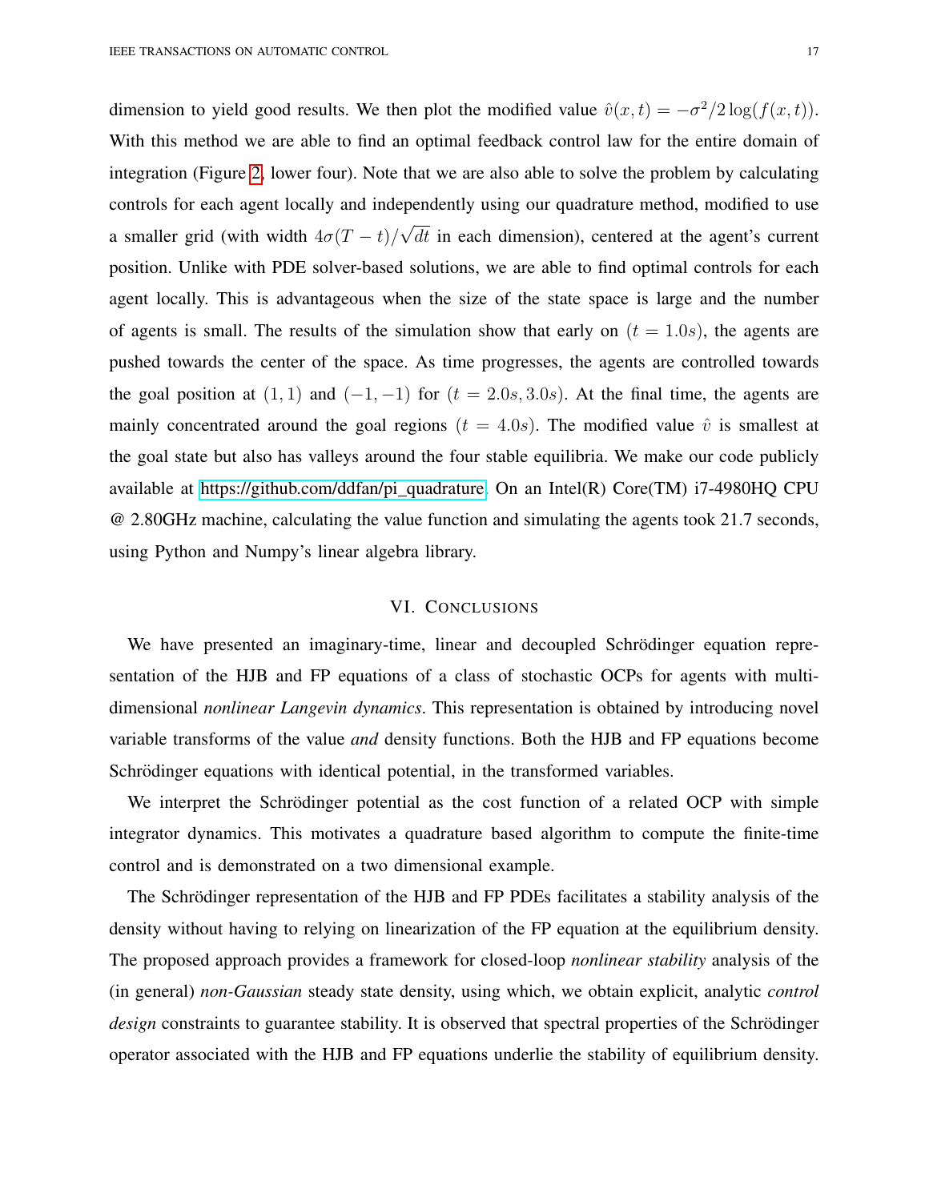dimension to yield good results. We then plot the modified value $\hat{v}(x,t) = -\sigma^2/2\log(f(x,t))$. With this method we are able to find an optimal feedback control law for the entire domain of integration (Figure 2, lower four). Note that we are also able to solve the problem by calculating controls for each agent locally and independently using our quadrature method, modified to use a smaller grid (with width $4\sigma(T-t)/\sqrt{dt}$ in each dimension), centered at the agent's current position. Unlike with PDE solver-based solutions, we are able to find optimal controls for each agent locally. This is advantageous when the size of the state space is large and the number of agents is small. The results of the simulation show that early on ($t = 1.0s$), the agents are pushed towards the center of the space. As time progresses, the agents are controlled towards the goal position at $(1,1)$ and $(-1,-1)$ for ($t = 2.0s, 3.0s$). At the final time, the agents are mainly concentrated around the goal regions ($t = 4.0s$). The modified value $\hat{v}$ is smallest at the goal state but also has valleys around the four stable equilibria. We make our code publicly available at https://github.com/ddfan/pi_quadrature. On an Intel(R) Core(TM) i7-4980HQ CPU @ 2.80GHz machine, calculating the value function and simulating the agents took 21.7 seconds, using Python and Numpy's linear algebra library.

## VI. Conclusions

We have presented an imaginary-time, linear and decoupled Schrödinger equation representation of the HJB and FP equations of a class of stochastic OCPs for agents with multi-dimensional *nonlinear Langevin dynamics*. This representation is obtained by introducing novel variable transforms of the value *and* density functions. Both the HJB and FP equations become Schrödinger equations with identical potential, in the transformed variables.

We interpret the Schrödinger potential as the cost function of a related OCP with simple integrator dynamics. This motivates a quadrature based algorithm to compute the finite-time control and is demonstrated on a two dimensional example.

The Schrödinger representation of the HJB and FP PDEs facilitates a stability analysis of the density without having to relying on linearization of the FP equation at the equilibrium density. The proposed approach provides a framework for closed-loop *nonlinear stability* analysis of the (in general) *non-Gaussian* steady state density, using which, we obtain explicit, analytic *control design* constraints to guarantee stability. It is observed that spectral properties of the Schrödinger operator associated with the HJB and FP equations underlie the stability of equilibrium density.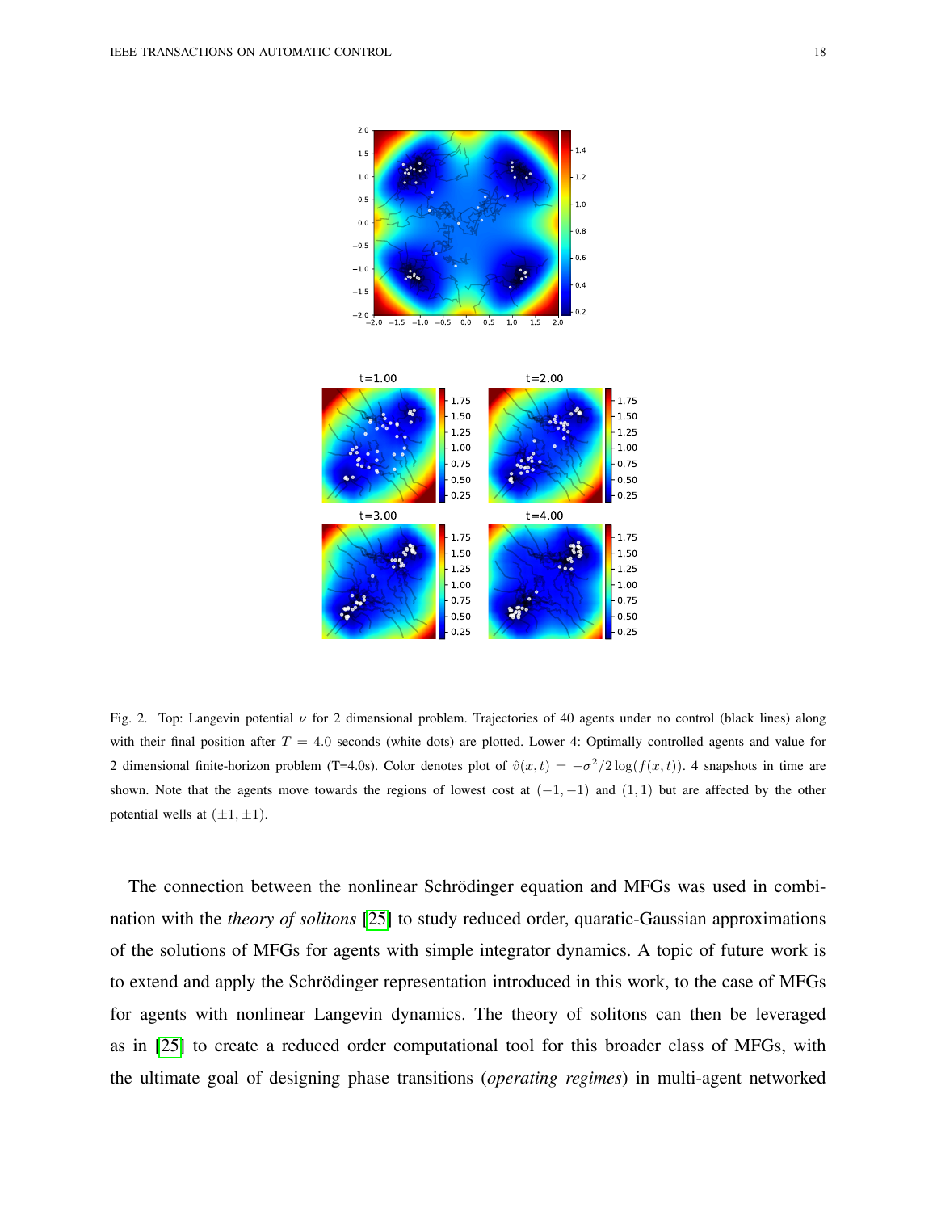Fig. 2. Top: Langevin potential $\nu$ for 2 dimensional problem. Trajectories of 40 agents under no control (black lines) along with their final position after $T = 4.0$ seconds (white dots) are plotted. Lower 4: Optimally controlled agents and value for 2 dimensional finite-horizon problem (T=4.0s). Color denotes plot of $\hat{v}(x,t) = -\sigma^2/2\log(f(x,t))$. 4 snapshots in time are shown. Note that the agents move towards the regions of lowest cost at $(-1,-1)$ and $(1,1)$ but are affected by the other potential wells at $(\pm 1, \pm 1)$.

The connection between the nonlinear Schrödinger equation and MFGs was used in combination with the *theory of solitons* [25] to study reduced order, quaratic-Gaussian approximations of the solutions of MFGs for agents with simple integrator dynamics. A topic of future work is to extend and apply the Schrödinger representation introduced in this work, to the case of MFGs for agents with nonlinear Langevin dynamics. The theory of solitons can then be leveraged as in [25] to create a reduced order computational tool for this broader class of MFGs, with the ultimate goal of designing phase transitions (*operating regimes*) in multi-agent networked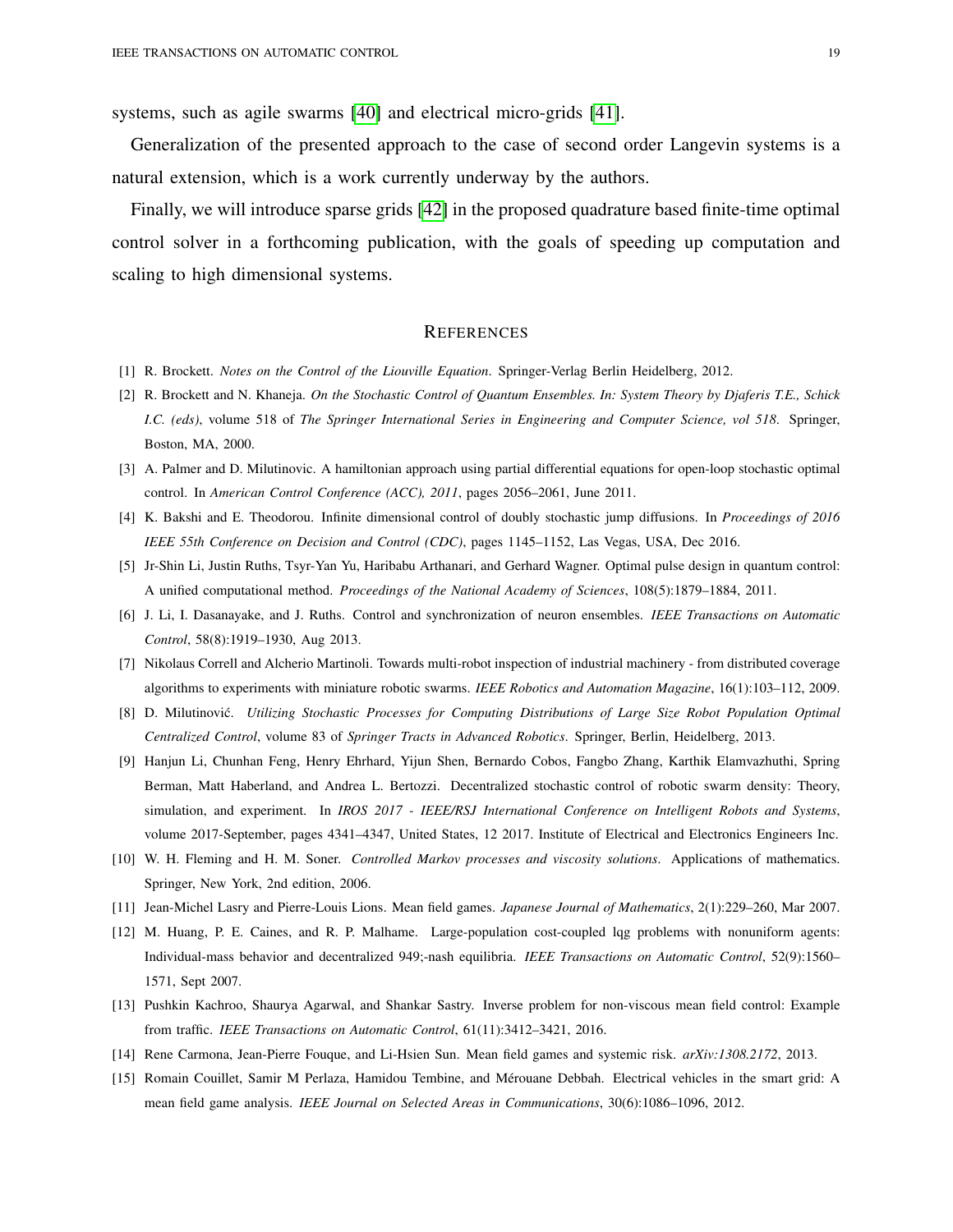systems, such as agile swarms [40] and electrical micro-grids [41].

Generalization of the presented approach to the case of second order Langevin systems is a natural extension, which is a work currently underway by the authors.

Finally, we will introduce sparse grids [42] in the proposed quadrature based finite-time optimal control solver in a forthcoming publication, with the goals of speeding up computation and scaling to high dimensional systems.

## REFERENCES

[1] R. Brockett. *Notes on the Control of the Liouville Equation*. Springer-Verlag Berlin Heidelberg, 2012.

[2] R. Brockett and N. Khaneja. *On the Stochastic Control of Quantum Ensembles. In: System Theory by Djaferis T.E., Schick I.C. (eds)*, volume 518 of *The Springer International Series in Engineering and Computer Science, vol 518*. Springer, Boston, MA, 2000.

[3] A. Palmer and D. Milutinovic. A hamiltonian approach using partial differential equations for open-loop stochastic optimal control. In *American Control Conference (ACC), 2011*, pages 2056–2061, June 2011.

[4] K. Bakshi and E. Theodorou. Infinite dimensional control of doubly stochastic jump diffusions. In *Proceedings of 2016 IEEE 55th Conference on Decision and Control (CDC)*, pages 1145–1152, Las Vegas, USA, Dec 2016.

[5] Jr-Shin Li, Justin Ruths, Tsyr-Yan Yu, Haribabu Arthanari, and Gerhard Wagner. Optimal pulse design in quantum control: A unified computational method. *Proceedings of the National Academy of Sciences*, 108(5):1879–1884, 2011.

[6] J. Li, I. Dasanayake, and J. Ruths. Control and synchronization of neuron ensembles. *IEEE Transactions on Automatic Control*, 58(8):1919–1930, Aug 2013.

[7] Nikolaus Correll and Alcherio Martinoli. Towards multi-robot inspection of industrial machinery - from distributed coverage algorithms to experiments with miniature robotic swarms. *IEEE Robotics and Automation Magazine*, 16(1):103–112, 2009.

[8] D. Milutinović. *Utilizing Stochastic Processes for Computing Distributions of Large Size Robot Population Optimal Centralized Control*, volume 83 of *Springer Tracts in Advanced Robotics*. Springer, Berlin, Heidelberg, 2013.

[9] Hanjun Li, Chunhan Feng, Henry Ehrhard, Yijun Shen, Bernardo Cobos, Fangbo Zhang, Karthik Elamvazhuthi, Spring Berman, Matt Haberland, and Andrea L. Bertozzi. Decentralized stochastic control of robotic swarm density: Theory, simulation, and experiment. In *IROS 2017 - IEEE/RSJ International Conference on Intelligent Robots and Systems*, volume 2017-September, pages 4341–4347, United States, 12 2017. Institute of Electrical and Electronics Engineers Inc.

[10] W. H. Fleming and H. M. Soner. *Controlled Markov processes and viscosity solutions*. Applications of mathematics. Springer, New York, 2nd edition, 2006.

[11] Jean-Michel Lasry and Pierre-Louis Lions. Mean field games. *Japanese Journal of Mathematics*, 2(1):229–260, Mar 2007.

[12] M. Huang, P. E. Caines, and R. P. Malhame. Large-population cost-coupled lqg problems with nonuniform agents: Individual-mass behavior and decentralized 949;-nash equilibria. *IEEE Transactions on Automatic Control*, 52(9):1560–1571, Sept 2007.

[13] Pushkin Kachroo, Shaurya Agarwal, and Shankar Sastry. Inverse problem for non-viscous mean field control: Example from traffic. *IEEE Transactions on Automatic Control*, 61(11):3412–3421, 2016.

[14] Rene Carmona, Jean-Pierre Fouque, and Li-Hsien Sun. Mean field games and systemic risk. *arXiv:1308.2172*, 2013.

[15] Romain Couillet, Samir M Perlaza, Hamidou Tembine, and Mérouane Debbah. Electrical vehicles in the smart grid: A mean field game analysis. *IEEE Journal on Selected Areas in Communications*, 30(6):1086–1096, 2012.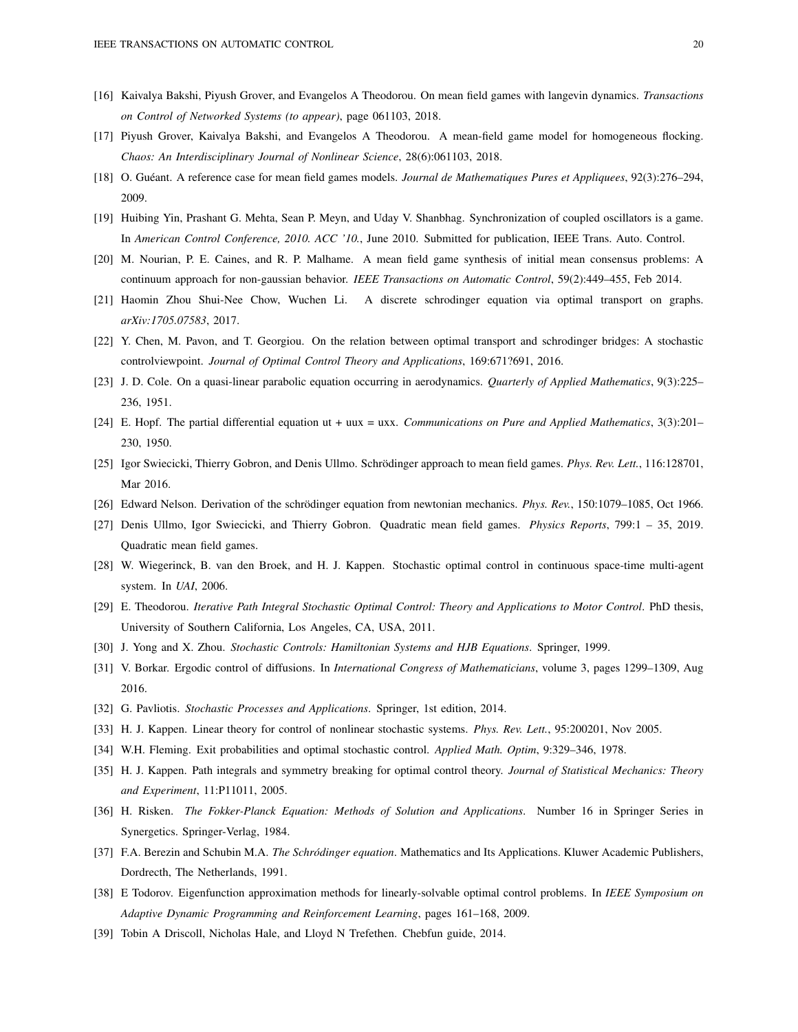[16] Kaivalya Bakshi, Piyush Grover, and Evangelos A Theodorou. On mean field games with langevin dynamics. *Transactions on Control of Networked Systems (to appear)*, page 061103, 2018.

[17] Piyush Grover, Kaivalya Bakshi, and Evangelos A Theodorou. A mean-field game model for homogeneous flocking. *Chaos: An Interdisciplinary Journal of Nonlinear Science*, 28(6):061103, 2018.

[18] O. Guéant. A reference case for mean field games models. *Journal de Mathematiques Pures et Appliquees*, 92(3):276–294, 2009.

[19] Huibing Yin, Prashant G. Mehta, Sean P. Meyn, and Uday V. Shanbhag. Synchronization of coupled oscillators is a game. In *American Control Conference, 2010. ACC '10.*, June 2010. Submitted for publication, IEEE Trans. Auto. Control.

[20] M. Nourian, P. E. Caines, and R. P. Malhame. A mean field game synthesis of initial mean consensus problems: A continuum approach for non-gaussian behavior. *IEEE Transactions on Automatic Control*, 59(2):449–455, Feb 2014.

[21] Haomin Zhou Shui-Nee Chow, Wuchen Li. A discrete schrodinger equation via optimal transport on graphs. *arXiv:1705.07583*, 2017.

[22] Y. Chen, M. Pavon, and T. Georgiou. On the relation between optimal transport and schrodinger bridges: A stochastic controlviewpoint. *Journal of Optimal Control Theory and Applications*, 169:671?691, 2016.

[23] J. D. Cole. On a quasi-linear parabolic equation occurring in aerodynamics. *Quarterly of Applied Mathematics*, 9(3):225–236, 1951.

[24] E. Hopf. The partial differential equation ut + uux = uxx. *Communications on Pure and Applied Mathematics*, 3(3):201–230, 1950.

[25] Igor Swiecicki, Thierry Gobron, and Denis Ullmo. Schrödinger approach to mean field games. *Phys. Rev. Lett.*, 116:128701, Mar 2016.

[26] Edward Nelson. Derivation of the schrödinger equation from newtonian mechanics. *Phys. Rev.*, 150:1079–1085, Oct 1966.

[27] Denis Ullmo, Igor Swiecicki, and Thierry Gobron. Quadratic mean field games. *Physics Reports*, 799:1 – 35, 2019. Quadratic mean field games.

[28] W. Wiegerinck, B. van den Broek, and H. J. Kappen. Stochastic optimal control in continuous space-time multi-agent system. In *UAI*, 2006.

[29] E. Theodorou. *Iterative Path Integral Stochastic Optimal Control: Theory and Applications to Motor Control*. PhD thesis, University of Southern California, Los Angeles, CA, USA, 2011.

[30] J. Yong and X. Zhou. *Stochastic Controls: Hamiltonian Systems and HJB Equations*. Springer, 1999.

[31] V. Borkar. Ergodic control of diffusions. In *International Congress of Mathematicians*, volume 3, pages 1299–1309, Aug 2016.

[32] G. Pavliotis. *Stochastic Processes and Applications*. Springer, 1st edition, 2014.

[33] H. J. Kappen. Linear theory for control of nonlinear stochastic systems. *Phys. Rev. Lett.*, 95:200201, Nov 2005.

[34] W.H. Fleming. Exit probabilities and optimal stochastic control. *Applied Math. Optim*, 9:329–346, 1978.

[35] H. J. Kappen. Path integrals and symmetry breaking for optimal control theory. *Journal of Statistical Mechanics: Theory and Experiment*, 11:P11011, 2005.

[36] H. Risken. *The Fokker-Planck Equation: Methods of Solution and Applications.* Number 16 in Springer Series in Synergetics. Springer-Verlag, 1984.

[37] F.A. Berezin and Schubin M.A. *The Schródinger equation*. Mathematics and Its Applications. Kluwer Academic Publishers, Dordrecth, The Netherlands, 1991.

[38] E Todorov. Eigenfunction approximation methods for linearly-solvable optimal control problems. In *IEEE Symposium on Adaptive Dynamic Programming and Reinforcement Learning*, pages 161–168, 2009.

[39] Tobin A Driscoll, Nicholas Hale, and Lloyd N Trefethen. Chebfun guide, 2014.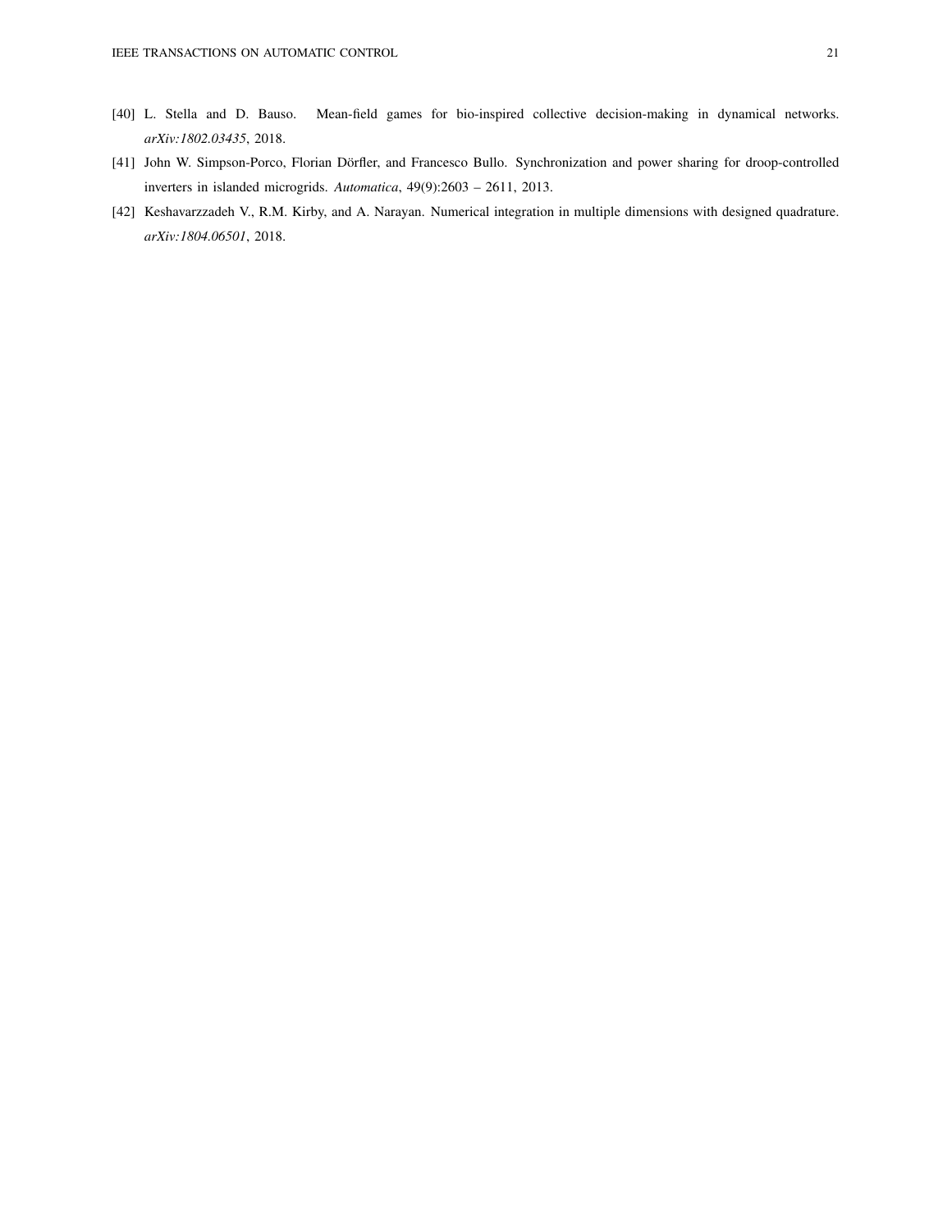[40] L. Stella and D. Bauso. Mean-field games for bio-inspired collective decision-making in dynamical networks. *arXiv:1802.03435*, 2018.

[41] John W. Simpson-Porco, Florian Dörfler, and Francesco Bullo. Synchronization and power sharing for droop-controlled inverters in islanded microgrids. *Automatica*, 49(9):2603 – 2611, 2013.

[42] Keshavarzzadeh V., R.M. Kirby, and A. Narayan. Numerical integration in multiple dimensions with designed quadrature. *arXiv:1804.06501*, 2018.